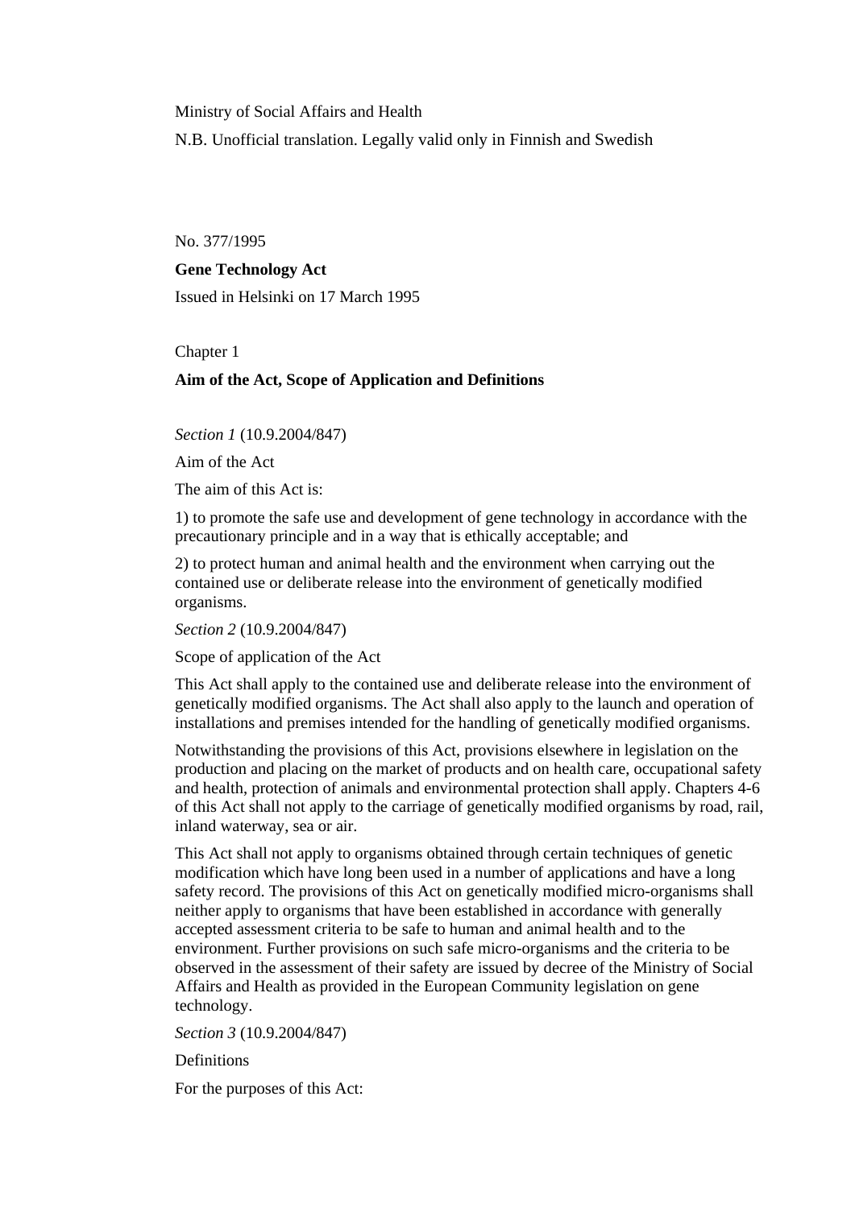Ministry of Social Affairs and Health

N.B. Unofficial translation. Legally valid only in Finnish and Swedish

No. 377/1995

**Gene Technology Act**

Issued in Helsinki on 17 March 1995

Chapter 1

## Aim of the Act, Scope of Application and Definitions

*Section 1* (10.9.2004/847)

Aim of the Act

The aim of this Act is:

1) to promote the safe use and development of gene technology in accordance with the precautionary principle and in a way that is ethically acceptable; and

2) to protect human and animal health and the environment when carrying out the contained use or deliberate release into the environment of genetically modified organisms.

*Section 2* (10.9.2004/847)

Scope of application of the Act

This Act shall apply to the contained use and deliberate release into the environment of genetically modified organisms. The Act shall also apply to the launch and operation of installations and premises intended for the handling of genetically modified organisms.

Notwithstanding the provisions of this Act, provisions elsewhere in legislation on the production and placing on the market of products and on health care, occupational safety and health, protection of animals and environmental protection shall apply. Chapters 4-6 of this Act shall not apply to the carriage of genetically modified organisms by road, rail, inland waterway, sea or air.

This Act shall not apply to organisms obtained through certain techniques of genetic modification which have long been used in a number of applications and have a long safety record. The provisions of this Act on genetically modified micro-organisms shall neither apply to organisms that have been established in accordance with generally accepted assessment criteria to be safe to human and animal health and to the environment. Further provisions on such safe micro-organisms and the criteria to be observed in the assessment of their safety are issued by decree of the Ministry of Social Affairs and Health as provided in the European Community legislation on gene technology.

*Section 3* (10.9.2004/847)

Definitions

For the purposes of this Act: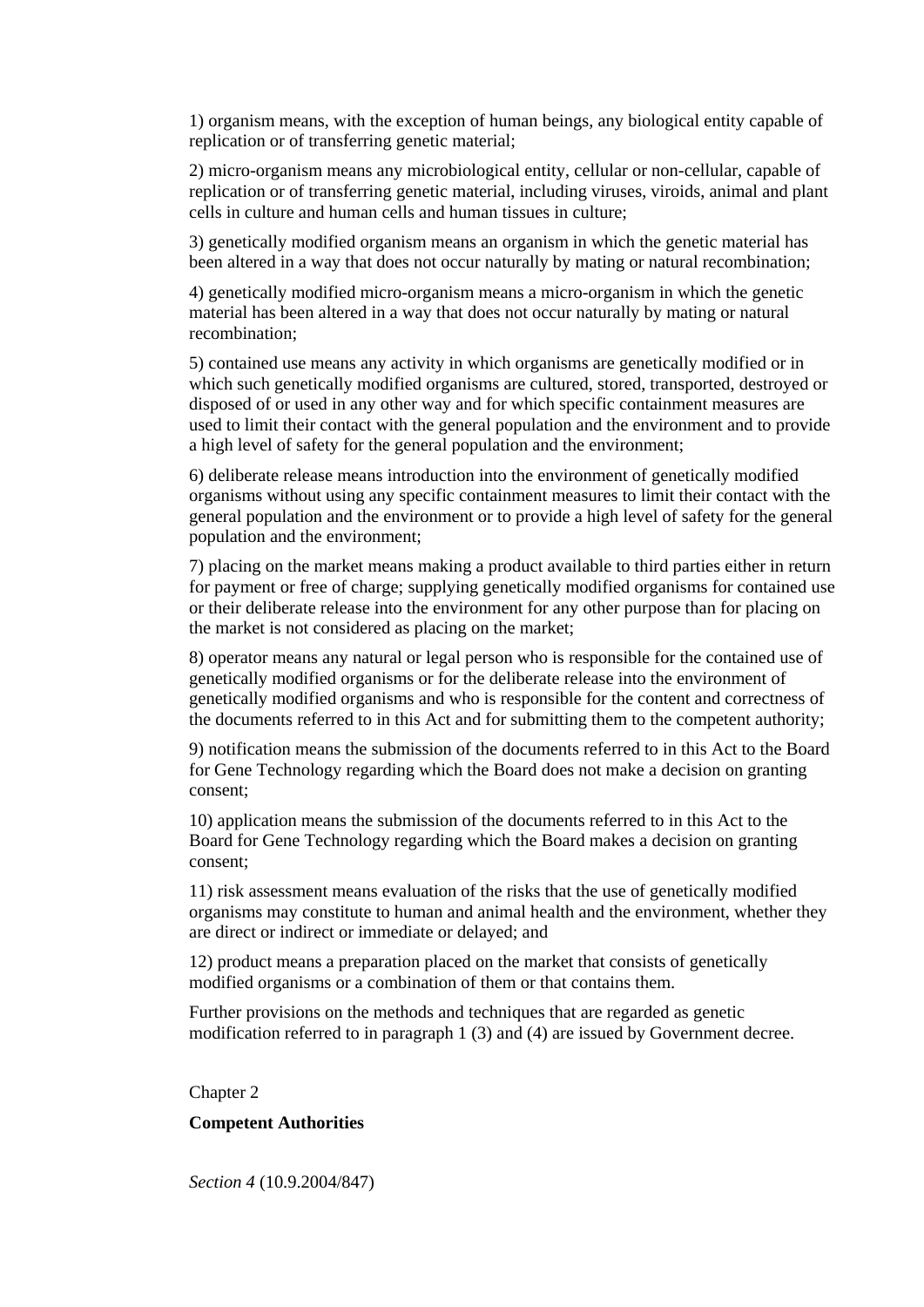1) organism means, with the exception of human beings, any biological entity capable of replication or of transferring genetic material;

2) micro-organism means any microbiological entity, cellular or non-cellular, capable of replication or of transferring genetic material, including viruses, viroids, animal and plant cells in culture and human cells and human tissues in culture;

3) genetically modified organism means an organism in which the genetic material has been altered in a way that does not occur naturally by mating or natural recombination;

4) genetically modified micro-organism means a micro-organism in which the genetic material has been altered in a way that does not occur naturally by mating or natural recombination;

5) contained use means any activity in which organisms are genetically modified or in which such genetically modified organisms are cultured, stored, transported, destroyed or disposed of or used in any other way and for which specific containment measures are used to limit their contact with the general population and the environment and to provide a high level of safety for the general population and the environment;

6) deliberate release means introduction into the environment of genetically modified organisms without using any specific containment measures to limit their contact with the general population and the environment or to provide a high level of safety for the general population and the environment;

7) placing on the market means making a product available to third parties either in return for payment or free of charge; supplying genetically modified organisms for contained use or their deliberate release into the environment for any other purpose than for placing on the market is not considered as placing on the market;

8) operator means any natural or legal person who is responsible for the contained use of genetically modified organisms or for the deliberate release into the environment of genetically modified organisms and who is responsible for the content and correctness of the documents referred to in this Act and for submitting them to the competent authority;

9) notification means the submission of the documents referred to in this Act to the Board for Gene Technology regarding which the Board does not make a decision on granting consent;

10) application means the submission of the documents referred to in this Act to the Board for Gene Technology regarding which the Board makes a decision on granting consent;

11) risk assessment means evaluation of the risks that the use of genetically modified organisms may constitute to human and animal health and the environment, whether they are direct or indirect or immediate or delayed; and

12) product means a preparation placed on the market that consists of genetically modified organisms or a combination of them or that contains them.

Further provisions on the methods and techniques that are regarded as genetic modification referred to in paragraph 1 (3) and (4) are issued by Government decree.

Chapter 2

**Competent Authorities**

*Section 4* (10.9.2004/847)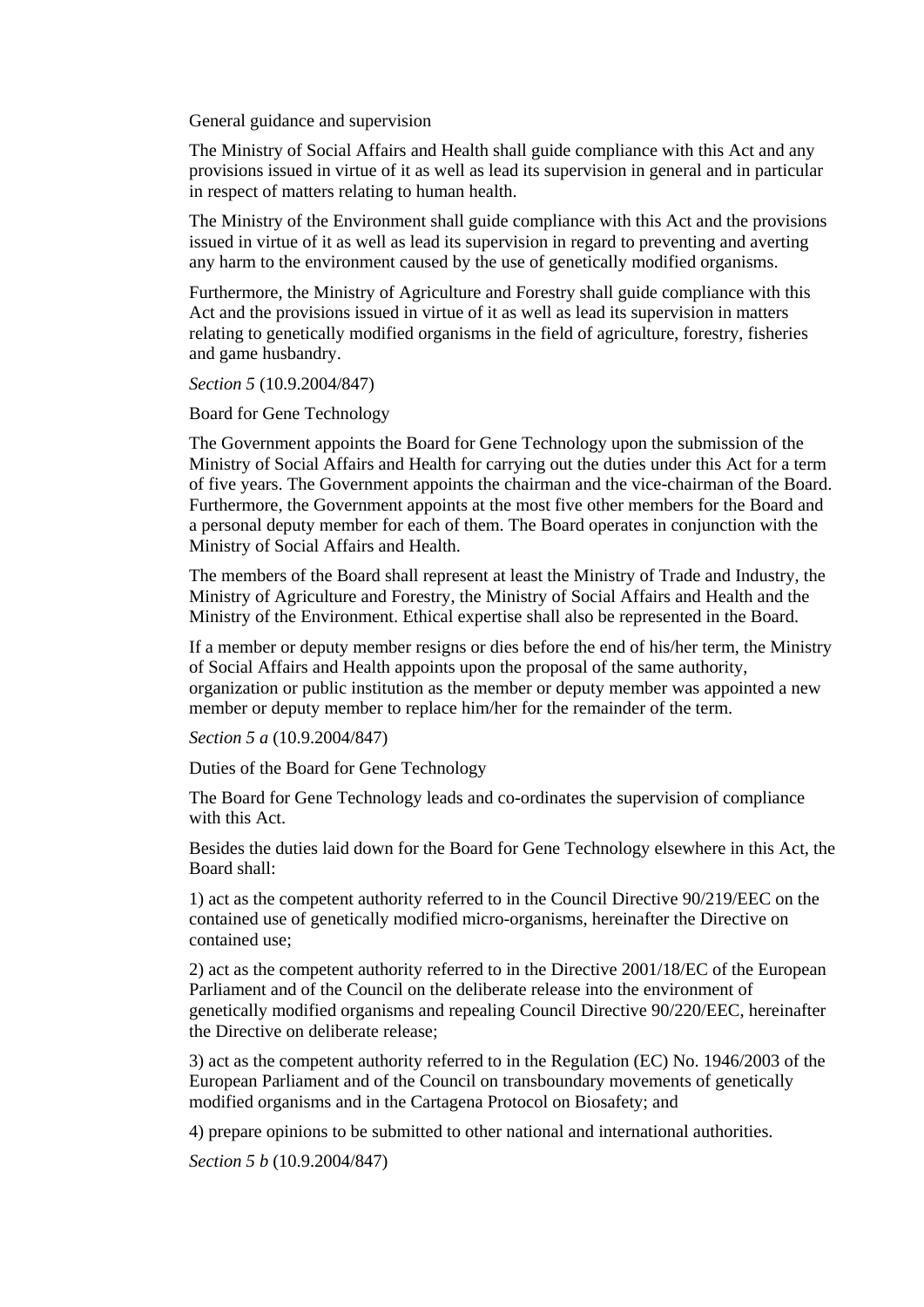General guidance and supervision

The Ministry of Social Affairs and Health shall guide compliance with this Act and any provisions issued in virtue of it as well as lead its supervision in general and in particular in respect of matters relating to human health.

The Ministry of the Environment shall guide compliance with this Act and the provisions issued in virtue of it as well as lead its supervision in regard to preventing and averting any harm to the environment caused by the use of genetically modified organisms.

Furthermore, the Ministry of Agriculture and Forestry shall guide compliance with this Act and the provisions issued in virtue of it as well as lead its supervision in matters relating to genetically modified organisms in the field of agriculture, forestry, fisheries and game husbandry.

*Section 5* (10.9.2004/847)

Board for Gene Technology

The Government appoints the Board for Gene Technology upon the submission of the Ministry of Social Affairs and Health for carrying out the duties under this Act for a term of five years. The Government appoints the chairman and the vice-chairman of the Board. Furthermore, the Government appoints at the most five other members for the Board and a personal deputy member for each of them. The Board operates in conjunction with the Ministry of Social Affairs and Health.

The members of the Board shall represent at least the Ministry of Trade and Industry, the Ministry of Agriculture and Forestry, the Ministry of Social Affairs and Health and the Ministry of the Environment. Ethical expertise shall also be represented in the Board.

If a member or deputy member resigns or dies before the end of his/her term, the Ministry of Social Affairs and Health appoints upon the proposal of the same authority, organization or public institution as the member or deputy member was appointed a new member or deputy member to replace him/her for the remainder of the term.

*Section 5 a* (10.9.2004/847)

Duties of the Board for Gene Technology

The Board for Gene Technology leads and co-ordinates the supervision of compliance with this Act.

Besides the duties laid down for the Board for Gene Technology elsewhere in this Act, the Board shall:

1) act as the competent authority referred to in the Council Directive 90/219/EEC on the contained use of genetically modified micro-organisms, hereinafter the Directive on contained use;

2) act as the competent authority referred to in the Directive 2001/18/EC of the European Parliament and of the Council on the deliberate release into the environment of genetically modified organisms and repealing Council Directive 90/220/EEC, hereinafter the Directive on deliberate release;

3) act as the competent authority referred to in the Regulation (EC) No. 1946/2003 of the European Parliament and of the Council on transboundary movements of genetically modified organisms and in the Cartagena Protocol on Biosafety; and

4) prepare opinions to be submitted to other national and international authorities.

*Section 5 b* (10.9.2004/847)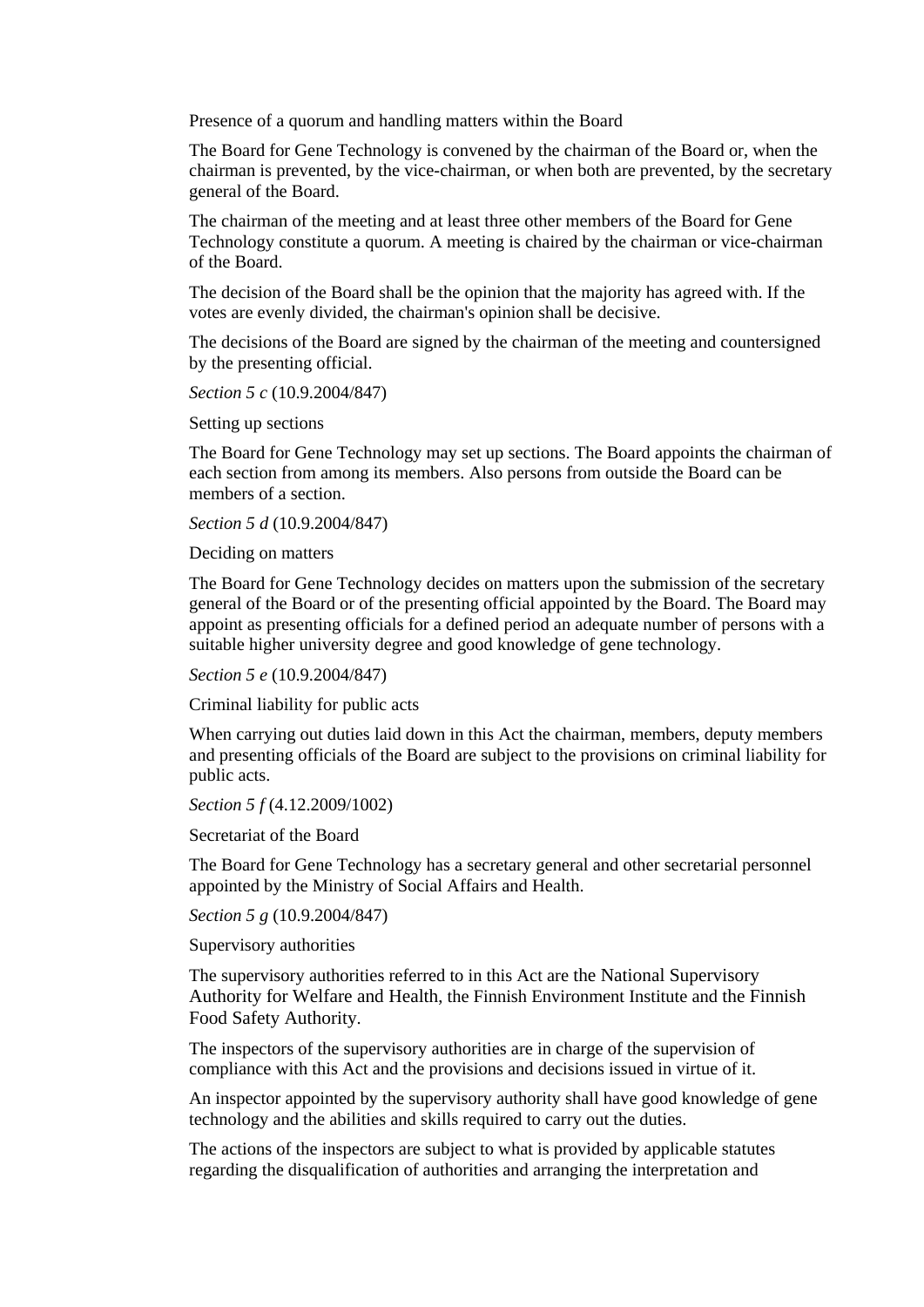Presence of a quorum and handling matters within the Board

The Board for Gene Technology is convened by the chairman of the Board or, when the chairman is prevented, by the vice-chairman, or when both are prevented, by the secretary general of the Board.

The chairman of the meeting and at least three other members of the Board for Gene Technology constitute a quorum. A meeting is chaired by the chairman or vice-chairman of the Board.

The decision of the Board shall be the opinion that the majority has agreed with. If the votes are evenly divided, the chairman's opinion shall be decisive.

The decisions of the Board are signed by the chairman of the meeting and countersigned by the presenting official.

*Section 5 c* (10.9.2004/847)

Setting up sections

The Board for Gene Technology may set up sections. The Board appoints the chairman of each section from among its members. Also persons from outside the Board can be members of a section.

*Section 5 d* (10.9.2004/847)

Deciding on matters

The Board for Gene Technology decides on matters upon the submission of the secretary general of the Board or of the presenting official appointed by the Board. The Board may appoint as presenting officials for a defined period an adequate number of persons with a suitable higher university degree and good knowledge of gene technology.

*Section 5 e* (10.9.2004/847)

Criminal liability for public acts

When carrying out duties laid down in this Act the chairman, members, deputy members and presenting officials of the Board are subject to the provisions on criminal liability for public acts.

*Section 5 f* (4.12.2009/1002)

Secretariat of the Board

The Board for Gene Technology has a secretary general and other secretarial personnel appointed by the Ministry of Social Affairs and Health.

*Section 5 g* (10.9.2004/847)

Supervisory authorities

The supervisory authorities referred to in this Act are the National Supervisory Authority for Welfare and Health, the Finnish Environment Institute and the Finnish Food Safety Authority.

The inspectors of the supervisory authorities are in charge of the supervision of compliance with this Act and the provisions and decisions issued in virtue of it.

An inspector appointed by the supervisory authority shall have good knowledge of gene technology and the abilities and skills required to carry out the duties.

The actions of the inspectors are subject to what is provided by applicable statutes regarding the disqualification of authorities and arranging the interpretation and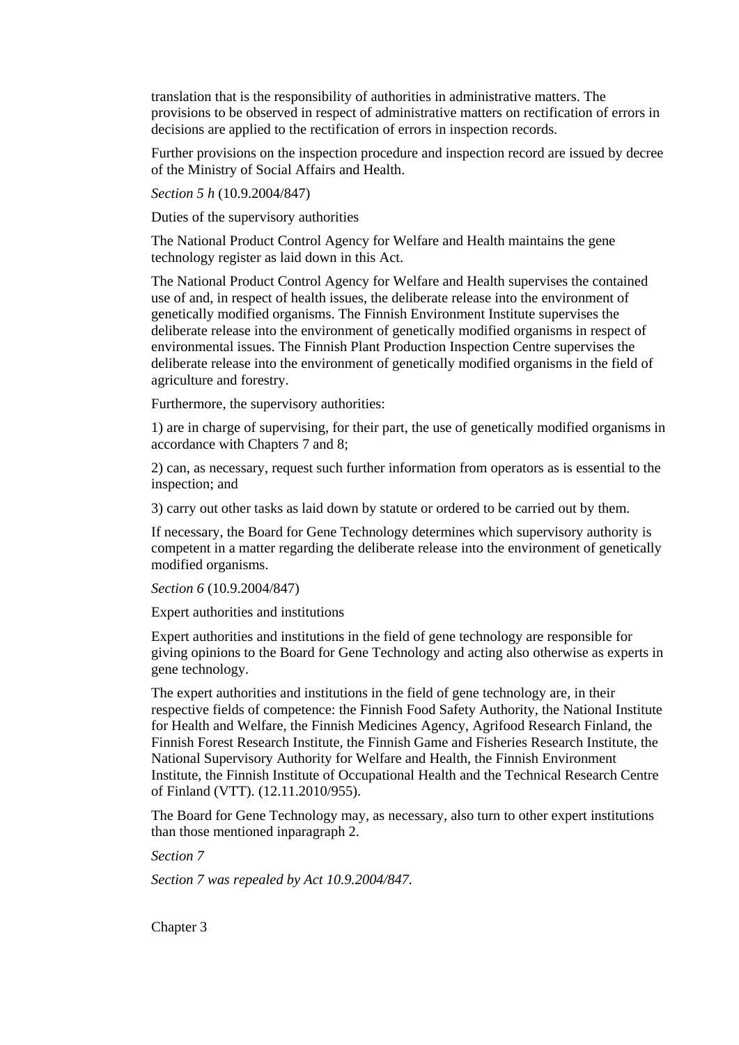translation that is the responsibility of authorities in administrative matters. The provisions to be observed in respect of administrative matters on rectification of errors in decisions are applied to the rectification of errors in inspection records.

Further provisions on the inspection procedure and inspection record are issued by decree of the Ministry of Social Affairs and Health.

*Section 5 h* (10.9.2004/847)

Duties of the supervisory authorities

The National Product Control Agency for Welfare and Health maintains the gene technology register as laid down in this Act.

The National Product Control Agency for Welfare and Health supervises the contained use of and, in respect of health issues, the deliberate release into the environment of genetically modified organisms. The Finnish Environment Institute supervises the deliberate release into the environment of genetically modified organisms in respect of environmental issues. The Finnish Plant Production Inspection Centre supervises the deliberate release into the environment of genetically modified organisms in the field of agriculture and forestry.

Furthermore, the supervisory authorities:

1) are in charge of supervising, for their part, the use of genetically modified organisms in accordance with Chapters 7 and 8;

2) can, as necessary, request such further information from operators as is essential to the inspection; and

3) carry out other tasks as laid down by statute or ordered to be carried out by them.

If necessary, the Board for Gene Technology determines which supervisory authority is competent in a matter regarding the deliberate release into the environment of genetically modified organisms.

*Section 6* (10.9.2004/847)

Expert authorities and institutions

Expert authorities and institutions in the field of gene technology are responsible for giving opinions to the Board for Gene Technology and acting also otherwise as experts in gene technology.

The expert authorities and institutions in the field of gene technology are, in their respective fields of competence: the Finnish Food Safety Authority, the National Institute for Health and Welfare, the Finnish Medicines Agency, Agrifood Research Finland, the Finnish Forest Research Institute, the Finnish Game and Fisheries Research Institute, the National Supervisory Authority for Welfare and Health, the Finnish Environment Institute, the Finnish Institute of Occupational Health and the Technical Research Centre of Finland (VTT). (12.11.2010/955).

The Board for Gene Technology may, as necessary, also turn to other expert institutions than those mentioned inparagraph 2.

*Section 7*

*Section 7 was repealed by Act 10.9.2004/847.*

Chapter 3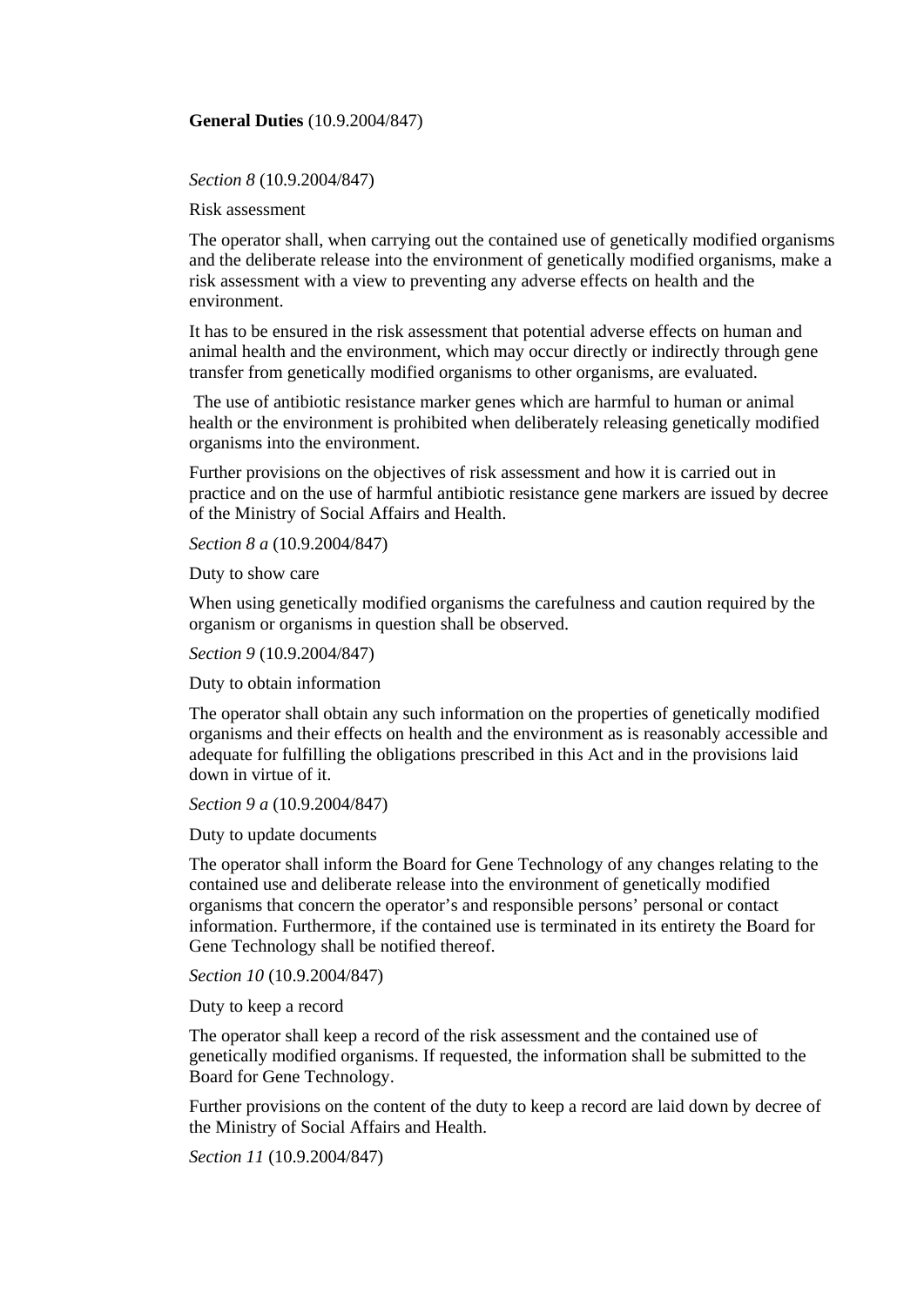**General Duties** (10.9.2004/847)

*Section 8* (10.9.2004/847)

Risk assessment

The operator shall, when carrying out the contained use of genetically modified organisms and the deliberate release into the environment of genetically modified organisms, make a risk assessment with a view to preventing any adverse effects on health and the environment.

It has to be ensured in the risk assessment that potential adverse effects on human and animal health and the environment, which may occur directly or indirectly through gene transfer from genetically modified organisms to other organisms, are evaluated.

The use of antibiotic resistance marker genes which are harmful to human or animal health or the environment is prohibited when deliberately releasing genetically modified organisms into the environment.

Further provisions on the objectives of risk assessment and how it is carried out in practice and on the use of harmful antibiotic resistance gene markers are issued by decree of the Ministry of Social Affairs and Health.

*Section 8 a* (10.9.2004/847)

Duty to show care

When using genetically modified organisms the carefulness and caution required by the organism or organisms in question shall be observed.

*Section 9* (10.9.2004/847)

Duty to obtain information

The operator shall obtain any such information on the properties of genetically modified organisms and their effects on health and the environment as is reasonably accessible and adequate for fulfilling the obligations prescribed in this Act and in the provisions laid down in virtue of it.

*Section 9 a* (10.9.2004/847)

Duty to update documents

The operator shall inform the Board for Gene Technology of any changes relating to the contained use and deliberate release into the environment of genetically modified organisms that concern the operator's and responsible persons' personal or contact information. Furthermore, if the contained use is terminated in its entirety the Board for Gene Technology shall be notified thereof.

*Section 10* (10.9.2004/847)

Duty to keep a record

The operator shall keep a record of the risk assessment and the contained use of genetically modified organisms. If requested, the information shall be submitted to the Board for Gene Technology.

Further provisions on the content of the duty to keep a record are laid down by decree of the Ministry of Social Affairs and Health.

*Section 11* (10.9.2004/847)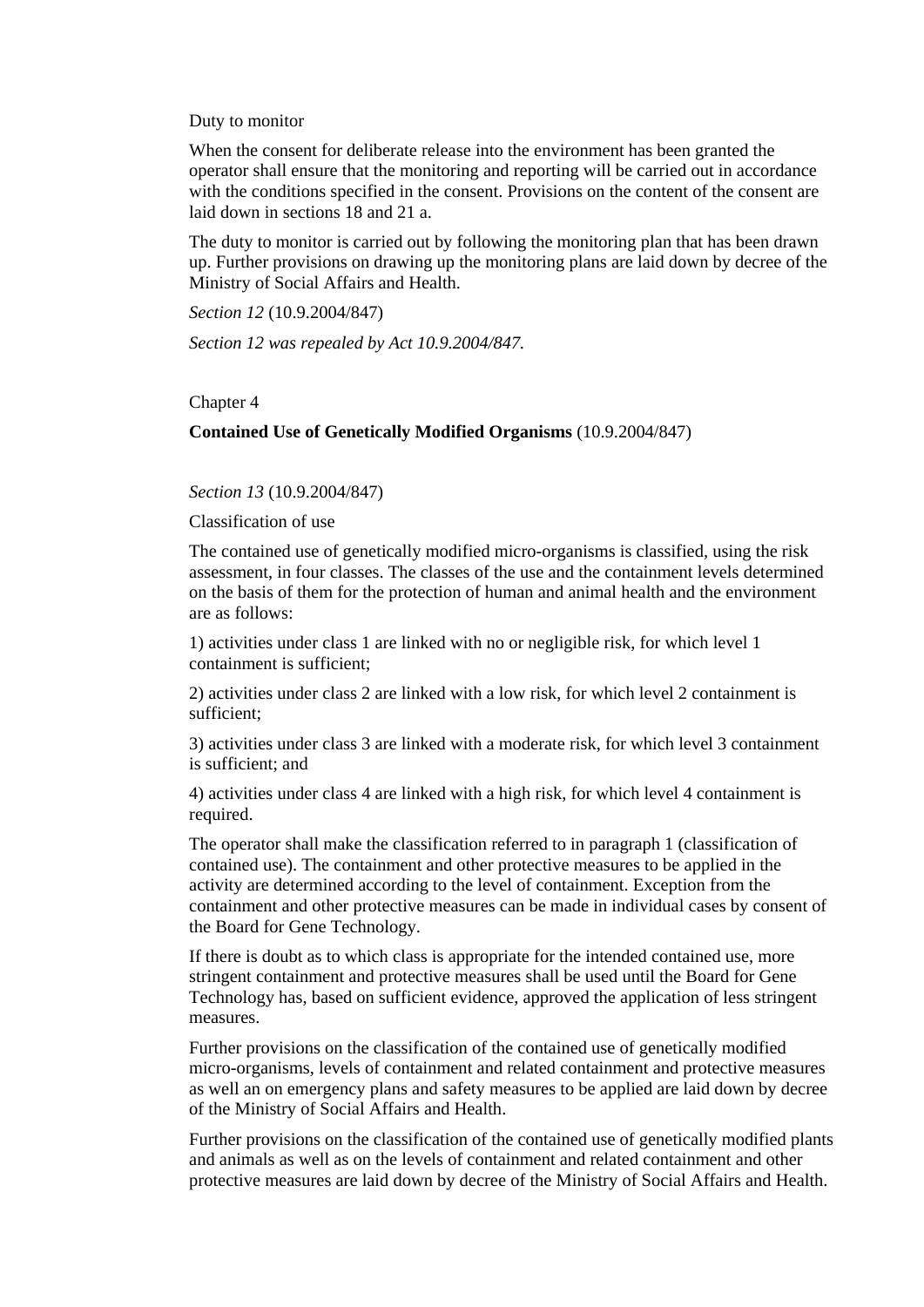Duty to monitor

When the consent for deliberate release into the environment has been granted the operator shall ensure that the monitoring and reporting will be carried out in accordance with the conditions specified in the consent. Provisions on the content of the consent are laid down in sections 18 and 21 a.

The duty to monitor is carried out by following the monitoring plan that has been drawn up. Further provisions on drawing up the monitoring plans are laid down by decree of the Ministry of Social Affairs and Health.

*Section 12* (10.9.2004/847)

*Section 12 was repealed by Act 10.9.2004/847.*

Chapter 4

**Contained Use of Genetically Modified Organisms** (10.9.2004/847)

*Section 13* (10.9.2004/847)

Classification of use

The contained use of genetically modified micro-organisms is classified, using the risk assessment, in four classes. The classes of the use and the containment levels determined on the basis of them for the protection of human and animal health and the environment are as follows:

1) activities under class 1 are linked with no or negligible risk, for which level 1 containment is sufficient;

2) activities under class 2 are linked with a low risk, for which level 2 containment is sufficient;

3) activities under class 3 are linked with a moderate risk, for which level 3 containment is sufficient; and

4) activities under class 4 are linked with a high risk, for which level 4 containment is required.

The operator shall make the classification referred to in paragraph 1 (classification of contained use). The containment and other protective measures to be applied in the activity are determined according to the level of containment. Exception from the containment and other protective measures can be made in individual cases by consent of the Board for Gene Technology.

If there is doubt as to which class is appropriate for the intended contained use, more stringent containment and protective measures shall be used until the Board for Gene Technology has, based on sufficient evidence, approved the application of less stringent measures.

Further provisions on the classification of the contained use of genetically modified micro-organisms, levels of containment and related containment and protective measures as well an on emergency plans and safety measures to be applied are laid down by decree of the Ministry of Social Affairs and Health.

Further provisions on the classification of the contained use of genetically modified plants and animals as well as on the levels of containment and related containment and other protective measures are laid down by decree of the Ministry of Social Affairs and Health.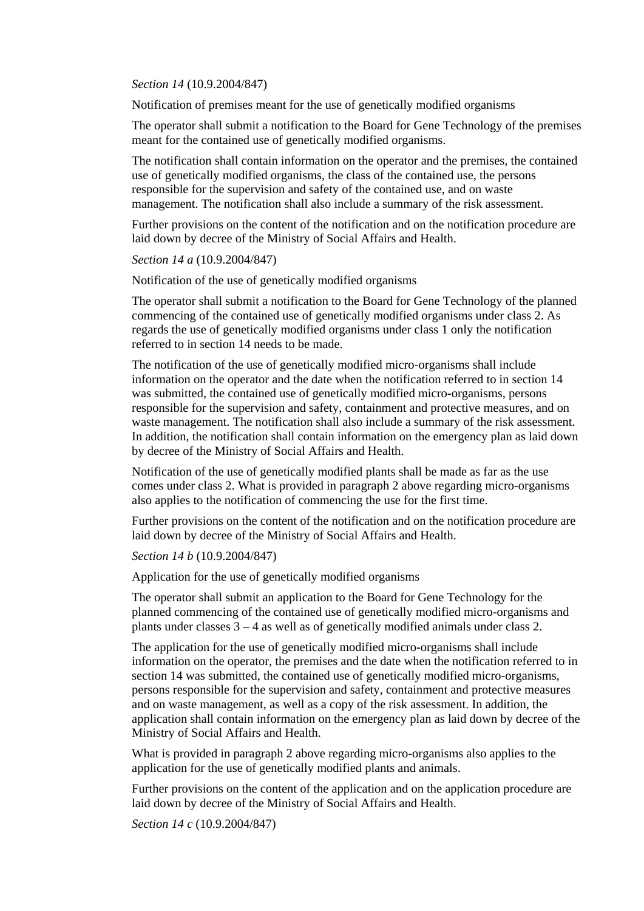*Section 14* (10.9.2004/847)

Notification of premises meant for the use of genetically modified organisms

The operator shall submit a notification to the Board for Gene Technology of the premises meant for the contained use of genetically modified organisms.

The notification shall contain information on the operator and the premises, the contained use of genetically modified organisms, the class of the contained use, the persons responsible for the supervision and safety of the contained use, and on waste management. The notification shall also include a summary of the risk assessment.

Further provisions on the content of the notification and on the notification procedure are laid down by decree of the Ministry of Social Affairs and Health.

*Section 14 a* (10.9.2004/847)

Notification of the use of genetically modified organisms

The operator shall submit a notification to the Board for Gene Technology of the planned commencing of the contained use of genetically modified organisms under class 2. As regards the use of genetically modified organisms under class 1 only the notification referred to in section 14 needs to be made.

The notification of the use of genetically modified micro-organisms shall include information on the operator and the date when the notification referred to in section 14 was submitted, the contained use of genetically modified micro-organisms, persons responsible for the supervision and safety, containment and protective measures, and on waste management. The notification shall also include a summary of the risk assessment. In addition, the notification shall contain information on the emergency plan as laid down by decree of the Ministry of Social Affairs and Health.

Notification of the use of genetically modified plants shall be made as far as the use comes under class 2. What is provided in paragraph 2 above regarding micro-organisms also applies to the notification of commencing the use for the first time.

Further provisions on the content of the notification and on the notification procedure are laid down by decree of the Ministry of Social Affairs and Health.

*Section 14 b* (10.9.2004/847)

Application for the use of genetically modified organisms

The operator shall submit an application to the Board for Gene Technology for the planned commencing of the contained use of genetically modified micro-organisms and plants under classes 3 – 4 as well as of genetically modified animals under class 2.

The application for the use of genetically modified micro-organisms shall include information on the operator, the premises and the date when the notification referred to in section 14 was submitted, the contained use of genetically modified micro-organisms, persons responsible for the supervision and safety, containment and protective measures and on waste management, as well as a copy of the risk assessment. In addition, the application shall contain information on the emergency plan as laid down by decree of the Ministry of Social Affairs and Health.

What is provided in paragraph 2 above regarding micro-organisms also applies to the application for the use of genetically modified plants and animals.

Further provisions on the content of the application and on the application procedure are laid down by decree of the Ministry of Social Affairs and Health.

*Section 14 c* (10.9.2004/847)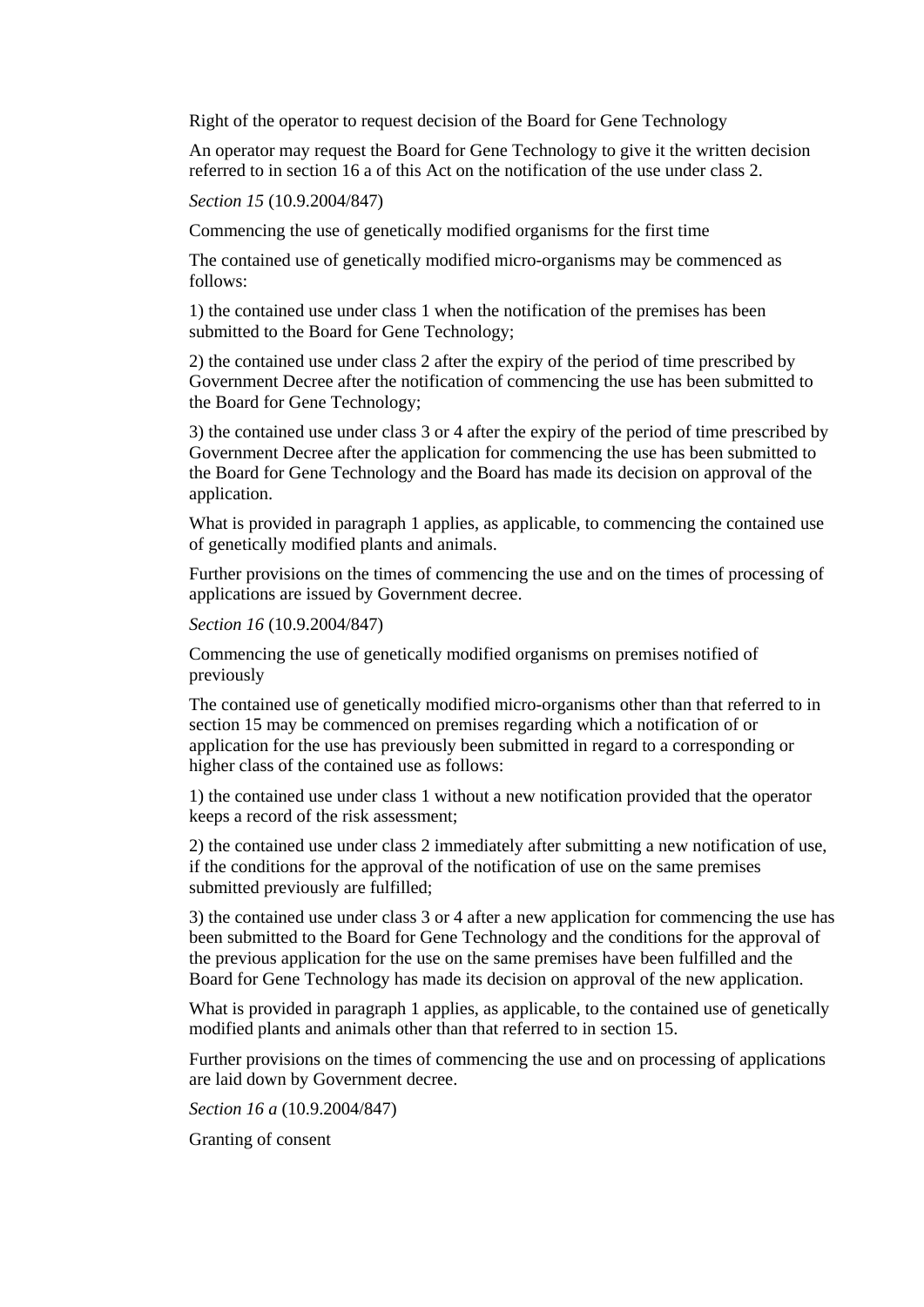Right of the operator to request decision of the Board for Gene Technology

An operator may request the Board for Gene Technology to give it the written decision referred to in section 16 a of this Act on the notification of the use under class 2.

*Section 15* (10.9.2004/847)

Commencing the use of genetically modified organisms for the first time

The contained use of genetically modified micro-organisms may be commenced as follows:

1) the contained use under class 1 when the notification of the premises has been submitted to the Board for Gene Technology;

2) the contained use under class 2 after the expiry of the period of time prescribed by Government Decree after the notification of commencing the use has been submitted to the Board for Gene Technology;

3) the contained use under class 3 or 4 after the expiry of the period of time prescribed by Government Decree after the application for commencing the use has been submitted to the Board for Gene Technology and the Board has made its decision on approval of the application.

What is provided in paragraph 1 applies, as applicable, to commencing the contained use of genetically modified plants and animals.

Further provisions on the times of commencing the use and on the times of processing of applications are issued by Government decree.

*Section 16* (10.9.2004/847)

Commencing the use of genetically modified organisms on premises notified of previously

The contained use of genetically modified micro-organisms other than that referred to in section 15 may be commenced on premises regarding which a notification of or application for the use has previously been submitted in regard to a corresponding or higher class of the contained use as follows:

1) the contained use under class 1 without a new notification provided that the operator keeps a record of the risk assessment;

2) the contained use under class 2 immediately after submitting a new notification of use, if the conditions for the approval of the notification of use on the same premises submitted previously are fulfilled;

3) the contained use under class 3 or 4 after a new application for commencing the use has been submitted to the Board for Gene Technology and the conditions for the approval of the previous application for the use on the same premises have been fulfilled and the Board for Gene Technology has made its decision on approval of the new application.

What is provided in paragraph 1 applies, as applicable, to the contained use of genetically modified plants and animals other than that referred to in section 15.

Further provisions on the times of commencing the use and on processing of applications are laid down by Government decree.

*Section 16 a* (10.9.2004/847)

Granting of consent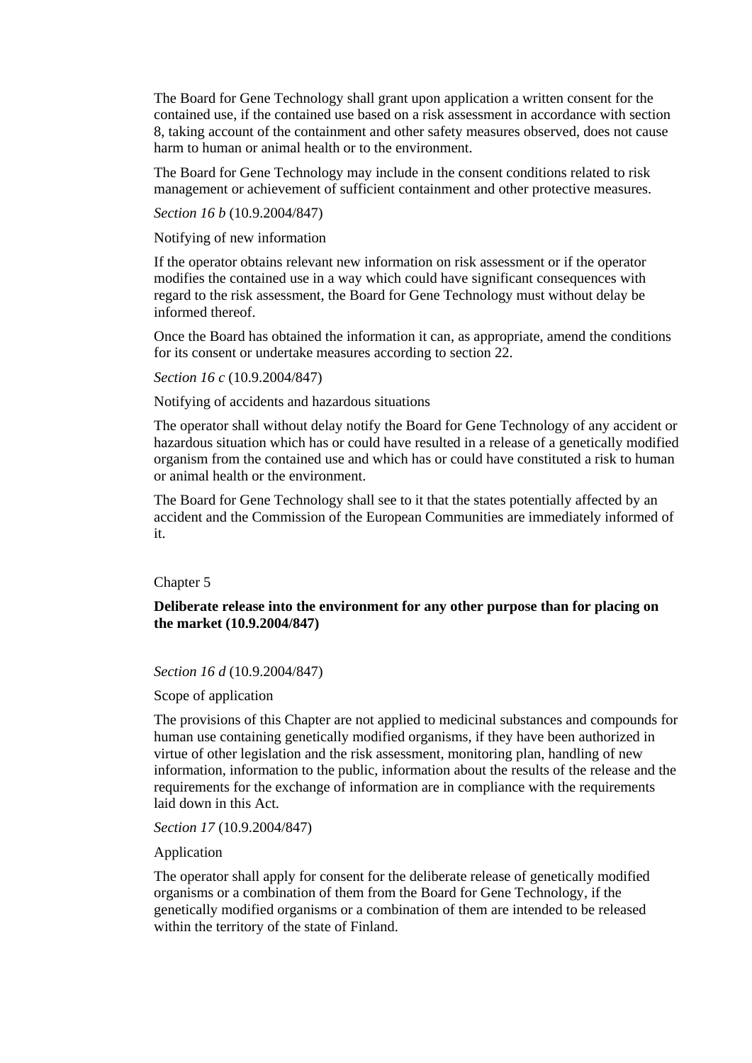The Board for Gene Technology shall grant upon application a written consent for the contained use, if the contained use based on a risk assessment in accordance with section 8, taking account of the containment and other safety measures observed, does not cause harm to human or animal health or to the environment.

The Board for Gene Technology may include in the consent conditions related to risk management or achievement of sufficient containment and other protective measures.

*Section 16 b* (10.9.2004/847)

Notifying of new information

If the operator obtains relevant new information on risk assessment or if the operator modifies the contained use in a way which could have significant consequences with regard to the risk assessment, the Board for Gene Technology must without delay be informed thereof.

Once the Board has obtained the information it can, as appropriate, amend the conditions for its consent or undertake measures according to section 22.

*Section 16 c* (10.9.2004/847)

Notifying of accidents and hazardous situations

The operator shall without delay notify the Board for Gene Technology of any accident or hazardous situation which has or could have resulted in a release of a genetically modified organism from the contained use and which has or could have constituted a risk to human or animal health or the environment.

The Board for Gene Technology shall see to it that the states potentially affected by an accident and the Commission of the European Communities are immediately informed of it.

Chapter 5

**Deliberate release into the environment for any other purpose than for placing on the market (10.9.2004/847)**

*Section 16 d* (10.9.2004/847)

Scope of application

The provisions of this Chapter are not applied to medicinal substances and compounds for human use containing genetically modified organisms, if they have been authorized in virtue of other legislation and the risk assessment, monitoring plan, handling of new information, information to the public, information about the results of the release and the requirements for the exchange of information are in compliance with the requirements laid down in this Act.

*Section 17* (10.9.2004/847)

Application

The operator shall apply for consent for the deliberate release of genetically modified organisms or a combination of them from the Board for Gene Technology, if the genetically modified organisms or a combination of them are intended to be released within the territory of the state of Finland.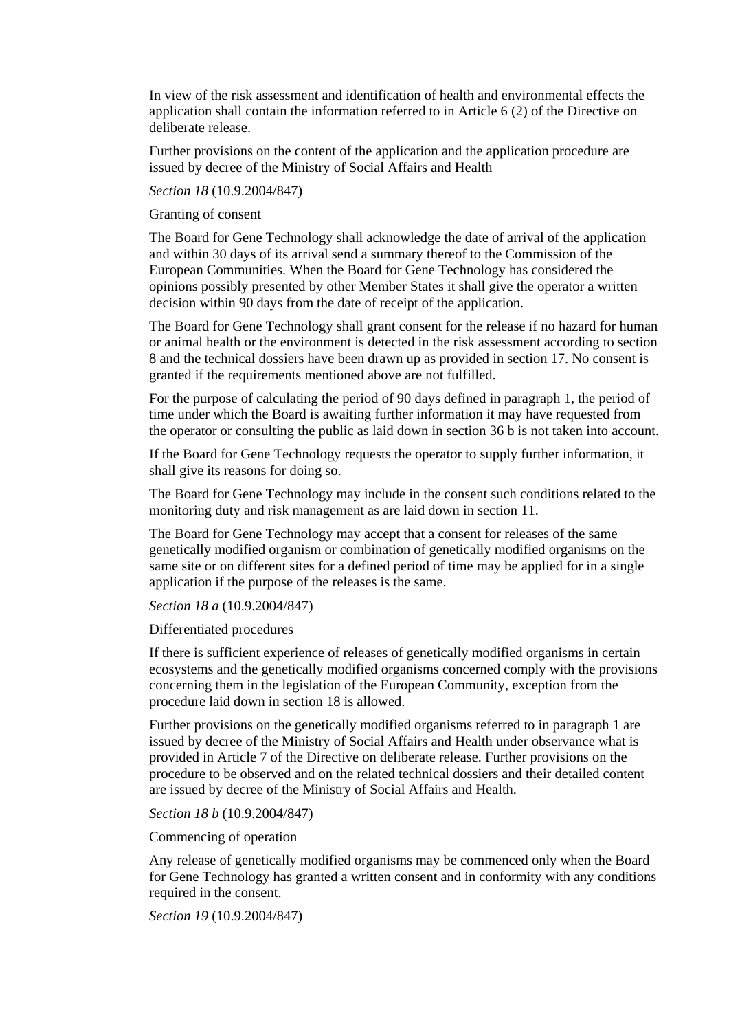In view of the risk assessment and identification of health and environmental effects the application shall contain the information referred to in Article 6 (2) of the Directive on deliberate release.

Further provisions on the content of the application and the application procedure are issued by decree of the Ministry of Social Affairs and Health

*Section 18* (10.9.2004/847)

Granting of consent

The Board for Gene Technology shall acknowledge the date of arrival of the application and within 30 days of its arrival send a summary thereof to the Commission of the European Communities. When the Board for Gene Technology has considered the opinions possibly presented by other Member States it shall give the operator a written decision within 90 days from the date of receipt of the application.

The Board for Gene Technology shall grant consent for the release if no hazard for human or animal health or the environment is detected in the risk assessment according to section 8 and the technical dossiers have been drawn up as provided in section 17. No consent is granted if the requirements mentioned above are not fulfilled.

For the purpose of calculating the period of 90 days defined in paragraph 1, the period of time under which the Board is awaiting further information it may have requested from the operator or consulting the public as laid down in section 36 b is not taken into account.

If the Board for Gene Technology requests the operator to supply further information, it shall give its reasons for doing so.

The Board for Gene Technology may include in the consent such conditions related to the monitoring duty and risk management as are laid down in section 11.

The Board for Gene Technology may accept that a consent for releases of the same genetically modified organism or combination of genetically modified organisms on the same site or on different sites for a defined period of time may be applied for in a single application if the purpose of the releases is the same.

*Section 18 a* (10.9.2004/847)

Differentiated procedures

If there is sufficient experience of releases of genetically modified organisms in certain ecosystems and the genetically modified organisms concerned comply with the provisions concerning them in the legislation of the European Community, exception from the procedure laid down in section 18 is allowed.

Further provisions on the genetically modified organisms referred to in paragraph 1 are issued by decree of the Ministry of Social Affairs and Health under observance what is provided in Article 7 of the Directive on deliberate release. Further provisions on the procedure to be observed and on the related technical dossiers and their detailed content are issued by decree of the Ministry of Social Affairs and Health.

*Section 18 b* (10.9.2004/847)

Commencing of operation

Any release of genetically modified organisms may be commenced only when the Board for Gene Technology has granted a written consent and in conformity with any conditions required in the consent.

*Section 19* (10.9.2004/847)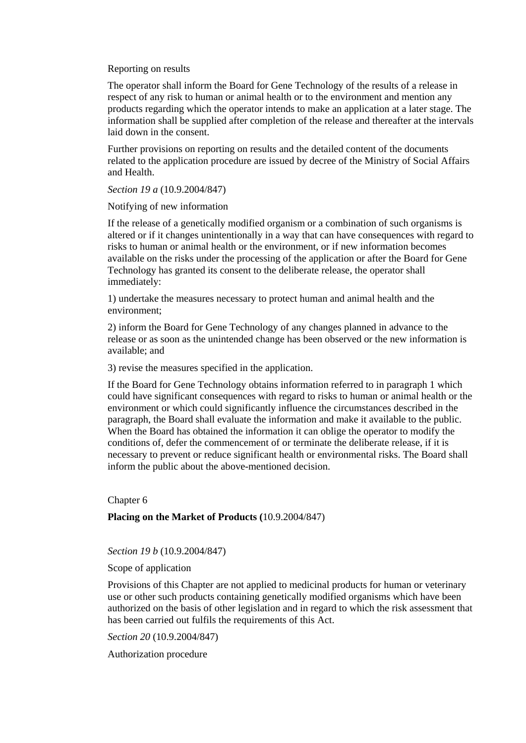Reporting on results

The operator shall inform the Board for Gene Technology of the results of a release in respect of any risk to human or animal health or to the environment and mention any products regarding which the operator intends to make an application at a later stage. The information shall be supplied after completion of the release and thereafter at the intervals laid down in the consent.

Further provisions on reporting on results and the detailed content of the documents related to the application procedure are issued by decree of the Ministry of Social Affairs and Health.

*Section 19 a* (10.9.2004/847)

Notifying of new information

If the release of a genetically modified organism or a combination of such organisms is altered or if it changes unintentionally in a way that can have consequences with regard to risks to human or animal health or the environment, or if new information becomes available on the risks under the processing of the application or after the Board for Gene Technology has granted its consent to the deliberate release, the operator shall immediately:

1) undertake the measures necessary to protect human and animal health and the environment;

2) inform the Board for Gene Technology of any changes planned in advance to the release or as soon as the unintended change has been observed or the new information is available; and

3) revise the measures specified in the application.

If the Board for Gene Technology obtains information referred to in paragraph 1 which could have significant consequences with regard to risks to human or animal health or the environment or which could significantly influence the circumstances described in the paragraph, the Board shall evaluate the information and make it available to the public. When the Board has obtained the information it can oblige the operator to modify the conditions of, defer the commencement of or terminate the deliberate release, if it is necessary to prevent or reduce significant health or environmental risks. The Board shall inform the public about the above-mentioned decision.

Chapter 6

**Placing on the Market of Products (**10.9.2004/847)

*Section 19 b* (10.9.2004/847)

Scope of application

Provisions of this Chapter are not applied to medicinal products for human or veterinary use or other such products containing genetically modified organisms which have been authorized on the basis of other legislation and in regard to which the risk assessment that has been carried out fulfils the requirements of this Act.

*Section 20* (10.9.2004/847)

Authorization procedure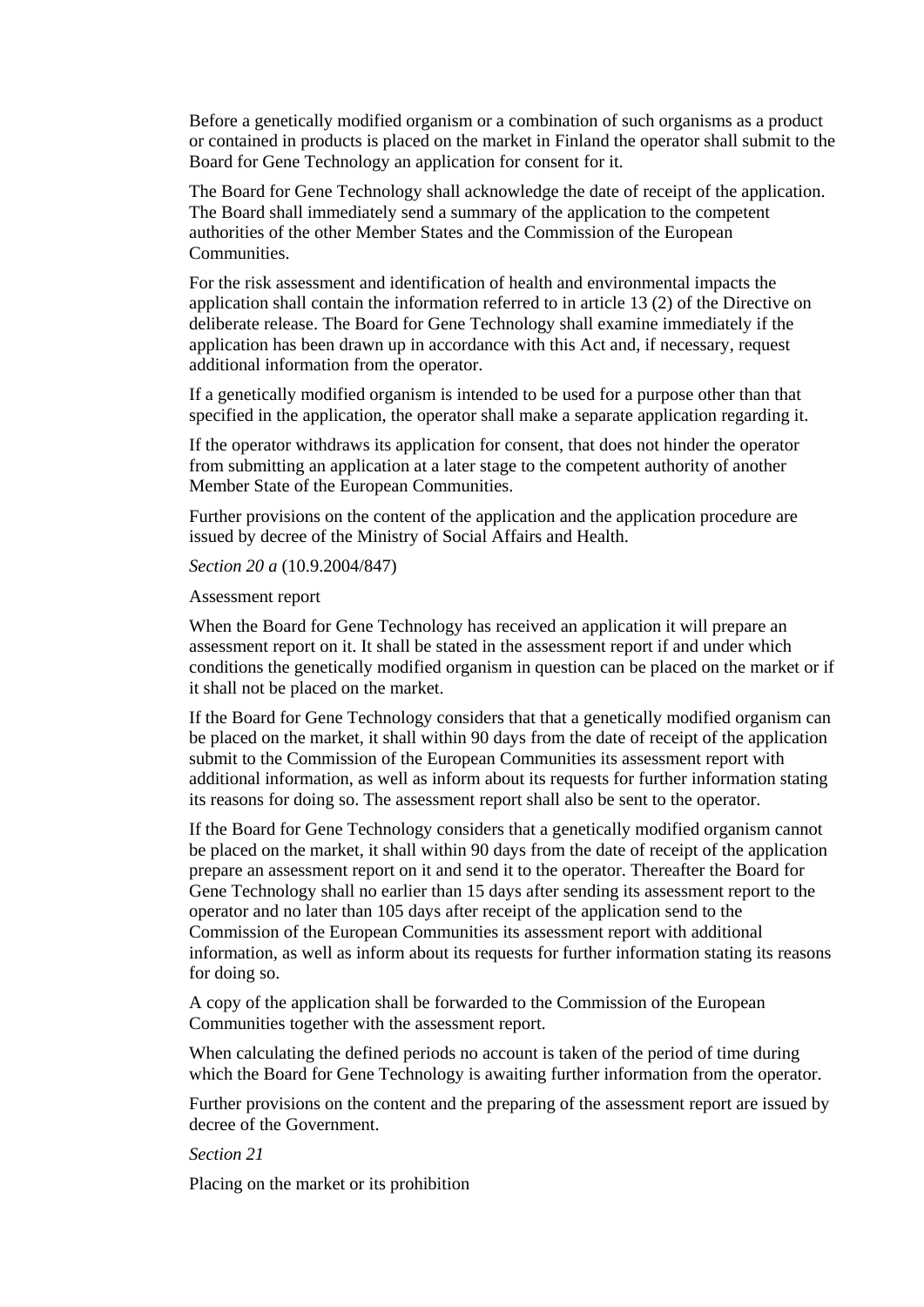Before a genetically modified organism or a combination of such organisms as a product or contained in products is placed on the market in Finland the operator shall submit to the Board for Gene Technology an application for consent for it.

The Board for Gene Technology shall acknowledge the date of receipt of the application. The Board shall immediately send a summary of the application to the competent authorities of the other Member States and the Commission of the European Communities.

For the risk assessment and identification of health and environmental impacts the application shall contain the information referred to in article 13 (2) of the Directive on deliberate release. The Board for Gene Technology shall examine immediately if the application has been drawn up in accordance with this Act and, if necessary, request additional information from the operator.

If a genetically modified organism is intended to be used for a purpose other than that specified in the application, the operator shall make a separate application regarding it.

If the operator withdraws its application for consent, that does not hinder the operator from submitting an application at a later stage to the competent authority of another Member State of the European Communities.

Further provisions on the content of the application and the application procedure are issued by decree of the Ministry of Social Affairs and Health.

*Section 20 a* (10.9.2004/847)

Assessment report

When the Board for Gene Technology has received an application it will prepare an assessment report on it. It shall be stated in the assessment report if and under which conditions the genetically modified organism in question can be placed on the market or if it shall not be placed on the market.

If the Board for Gene Technology considers that that a genetically modified organism can be placed on the market, it shall within 90 days from the date of receipt of the application submit to the Commission of the European Communities its assessment report with additional information, as well as inform about its requests for further information stating its reasons for doing so. The assessment report shall also be sent to the operator.

If the Board for Gene Technology considers that a genetically modified organism cannot be placed on the market, it shall within 90 days from the date of receipt of the application prepare an assessment report on it and send it to the operator. Thereafter the Board for Gene Technology shall no earlier than 15 days after sending its assessment report to the operator and no later than 105 days after receipt of the application send to the Commission of the European Communities its assessment report with additional information, as well as inform about its requests for further information stating its reasons for doing so.

A copy of the application shall be forwarded to the Commission of the European Communities together with the assessment report.

When calculating the defined periods no account is taken of the period of time during which the Board for Gene Technology is awaiting further information from the operator.

Further provisions on the content and the preparing of the assessment report are issued by decree of the Government.

*Section 21*

Placing on the market or its prohibition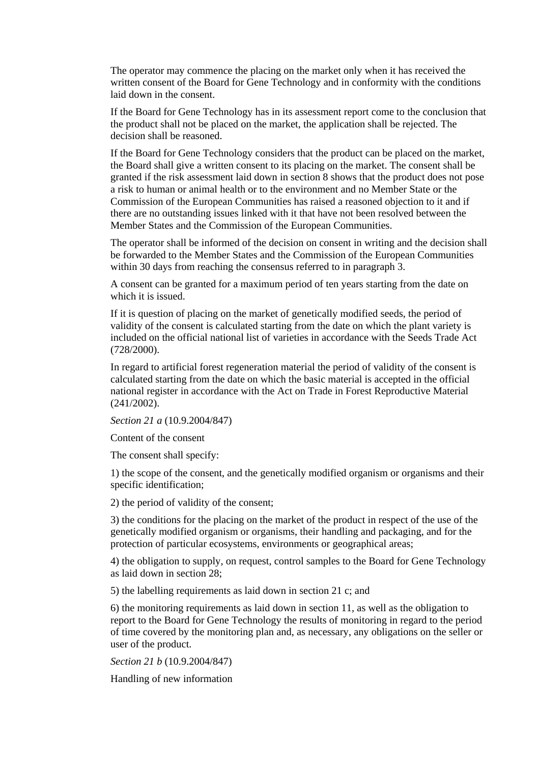The operator may commence the placing on the market only when it has received the written consent of the Board for Gene Technology and in conformity with the conditions laid down in the consent.

If the Board for Gene Technology has in its assessment report come to the conclusion that the product shall not be placed on the market, the application shall be rejected. The decision shall be reasoned.

If the Board for Gene Technology considers that the product can be placed on the market, the Board shall give a written consent to its placing on the market. The consent shall be granted if the risk assessment laid down in section 8 shows that the product does not pose a risk to human or animal health or to the environment and no Member State or the Commission of the European Communities has raised a reasoned objection to it and if there are no outstanding issues linked with it that have not been resolved between the Member States and the Commission of the European Communities.

The operator shall be informed of the decision on consent in writing and the decision shall be forwarded to the Member States and the Commission of the European Communities within 30 days from reaching the consensus referred to in paragraph 3.

A consent can be granted for a maximum period of ten years starting from the date on which it is issued.

If it is question of placing on the market of genetically modified seeds, the period of validity of the consent is calculated starting from the date on which the plant variety is included on the official national list of varieties in accordance with the Seeds Trade Act (728/2000).

In regard to artificial forest regeneration material the period of validity of the consent is calculated starting from the date on which the basic material is accepted in the official national register in accordance with the Act on Trade in Forest Reproductive Material (241/2002).

*Section 21 a* (10.9.2004/847)

Content of the consent

The consent shall specify:

1) the scope of the consent, and the genetically modified organism or organisms and their specific identification;

2) the period of validity of the consent;

3) the conditions for the placing on the market of the product in respect of the use of the genetically modified organism or organisms, their handling and packaging, and for the protection of particular ecosystems, environments or geographical areas;

4) the obligation to supply, on request, control samples to the Board for Gene Technology as laid down in section 28;

5) the labelling requirements as laid down in section 21 c; and

6) the monitoring requirements as laid down in section 11, as well as the obligation to report to the Board for Gene Technology the results of monitoring in regard to the period of time covered by the monitoring plan and, as necessary, any obligations on the seller or user of the product.

*Section 21 b* (10.9.2004/847)

Handling of new information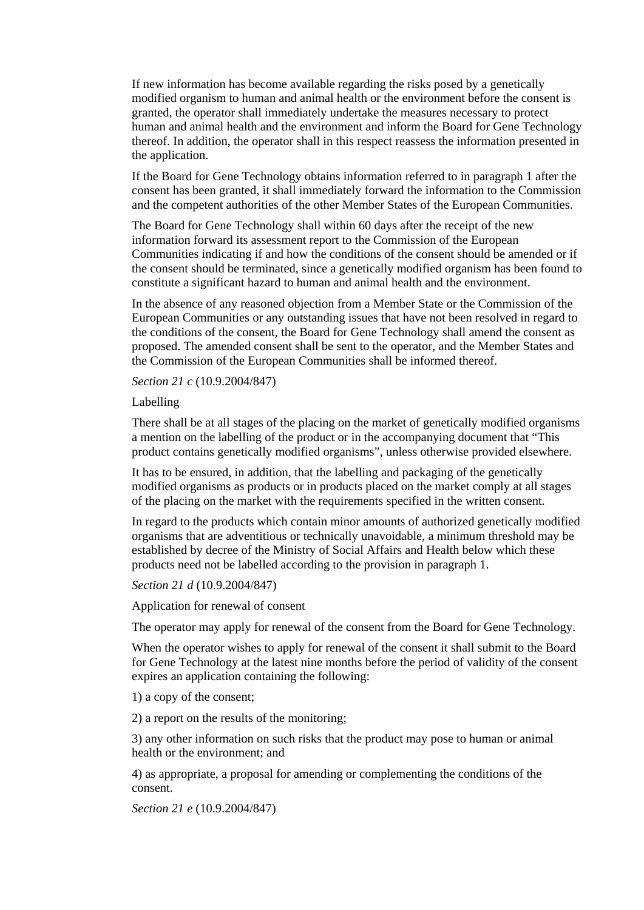If new information has become available regarding the risks posed by a genetically modified organism to human and animal health or the environment before the consent is granted, the operator shall immediately undertake the measures necessary to protect human and animal health and the environment and inform the Board for Gene Technology thereof. In addition, the operator shall in this respect reassess the information presented in the application.

If the Board for Gene Technology obtains information referred to in paragraph 1 after the consent has been granted, it shall immediately forward the information to the Commission and the competent authorities of the other Member States of the European Communities.

The Board for Gene Technology shall within 60 days after the receipt of the new information forward its assessment report to the Commission of the European Communities indicating if and how the conditions of the consent should be amended or if the consent should be terminated, since a genetically modified organism has been found to constitute a significant hazard to human and animal health and the environment.

In the absence of any reasoned objection from a Member State or the Commission of the European Communities or any outstanding issues that have not been resolved in regard to the conditions of the consent, the Board for Gene Technology shall amend the consent as proposed. The amended consent shall be sent to the operator, and the Member States and the Commission of the European Communities shall be informed thereof.

*Section 21 c* (10.9.2004/847)

Labelling

There shall be at all stages of the placing on the market of genetically modified organisms a mention on the labelling of the product or in the accompanying document that "This product contains genetically modified organisms", unless otherwise provided elsewhere.

It has to be ensured, in addition, that the labelling and packaging of the genetically modified organisms as products or in products placed on the market comply at all stages of the placing on the market with the requirements specified in the written consent.

In regard to the products which contain minor amounts of authorized genetically modified organisms that are adventitious or technically unavoidable, a minimum threshold may be established by decree of the Ministry of Social Affairs and Health below which these products need not be labelled according to the provision in paragraph 1.

*Section 21 d* (10.9.2004/847)

Application for renewal of consent

The operator may apply for renewal of the consent from the Board for Gene Technology.

When the operator wishes to apply for renewal of the consent it shall submit to the Board for Gene Technology at the latest nine months before the period of validity of the consent expires an application containing the following:

1) a copy of the consent;

2) a report on the results of the monitoring;

3) any other information on such risks that the product may pose to human or animal health or the environment; and

4) as appropriate, a proposal for amending or complementing the conditions of the consent.

*Section 21 e* (10.9.2004/847)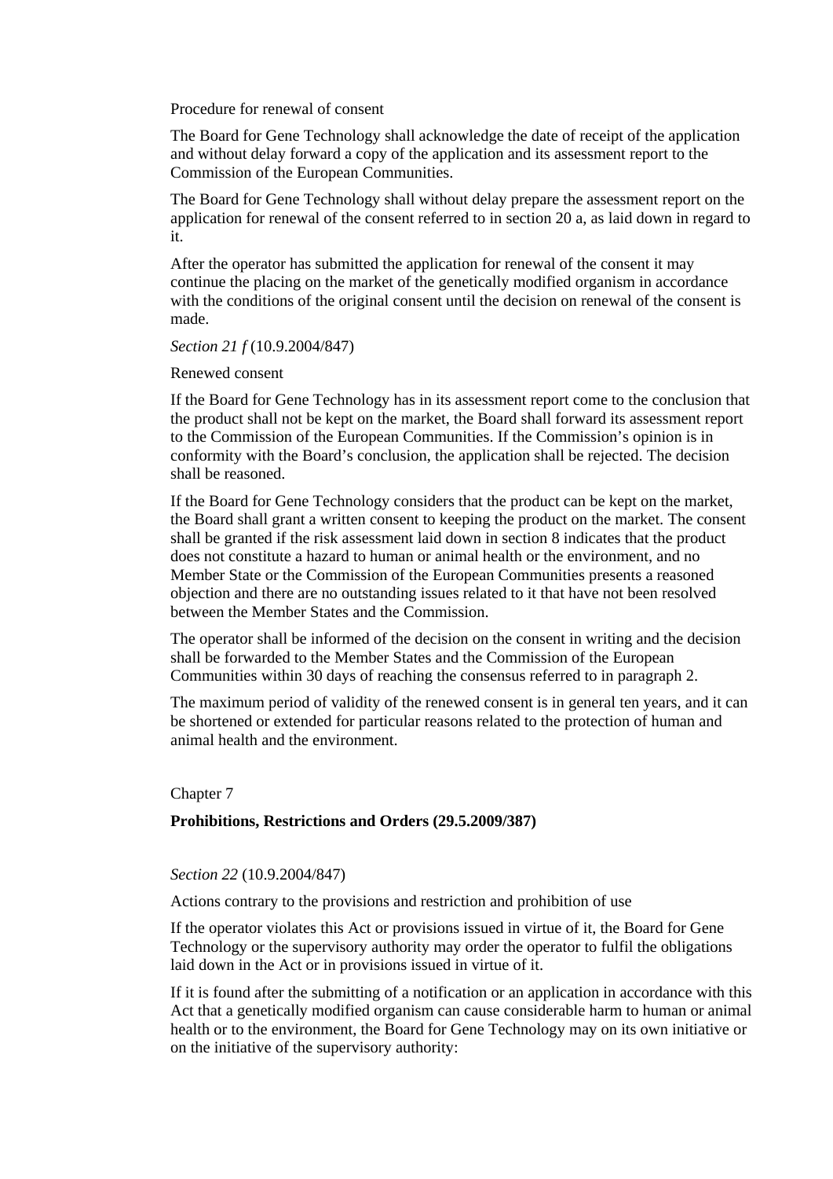Procedure for renewal of consent

The Board for Gene Technology shall acknowledge the date of receipt of the application and without delay forward a copy of the application and its assessment report to the Commission of the European Communities.

The Board for Gene Technology shall without delay prepare the assessment report on the application for renewal of the consent referred to in section 20 a, as laid down in regard to it.

After the operator has submitted the application for renewal of the consent it may continue the placing on the market of the genetically modified organism in accordance with the conditions of the original consent until the decision on renewal of the consent is made.

*Section 21 f* (10.9.2004/847)

Renewed consent

If the Board for Gene Technology has in its assessment report come to the conclusion that the product shall not be kept on the market, the Board shall forward its assessment report to the Commission of the European Communities. If the Commission's opinion is in conformity with the Board's conclusion, the application shall be rejected. The decision shall be reasoned.

If the Board for Gene Technology considers that the product can be kept on the market, the Board shall grant a written consent to keeping the product on the market. The consent shall be granted if the risk assessment laid down in section 8 indicates that the product does not constitute a hazard to human or animal health or the environment, and no Member State or the Commission of the European Communities presents a reasoned objection and there are no outstanding issues related to it that have not been resolved between the Member States and the Commission.

The operator shall be informed of the decision on the consent in writing and the decision shall be forwarded to the Member States and the Commission of the European Communities within 30 days of reaching the consensus referred to in paragraph 2.

The maximum period of validity of the renewed consent is in general ten years, and it can be shortened or extended for particular reasons related to the protection of human and animal health and the environment.

Chapter 7

## Prohibitions, Restrictions and Orders (29.5.2009/387)

*Section 22* (10.9.2004/847)

Actions contrary to the provisions and restriction and prohibition of use

If the operator violates this Act or provisions issued in virtue of it, the Board for Gene Technology or the supervisory authority may order the operator to fulfil the obligations laid down in the Act or in provisions issued in virtue of it.

If it is found after the submitting of a notification or an application in accordance with this Act that a genetically modified organism can cause considerable harm to human or animal health or to the environment, the Board for Gene Technology may on its own initiative or on the initiative of the supervisory authority: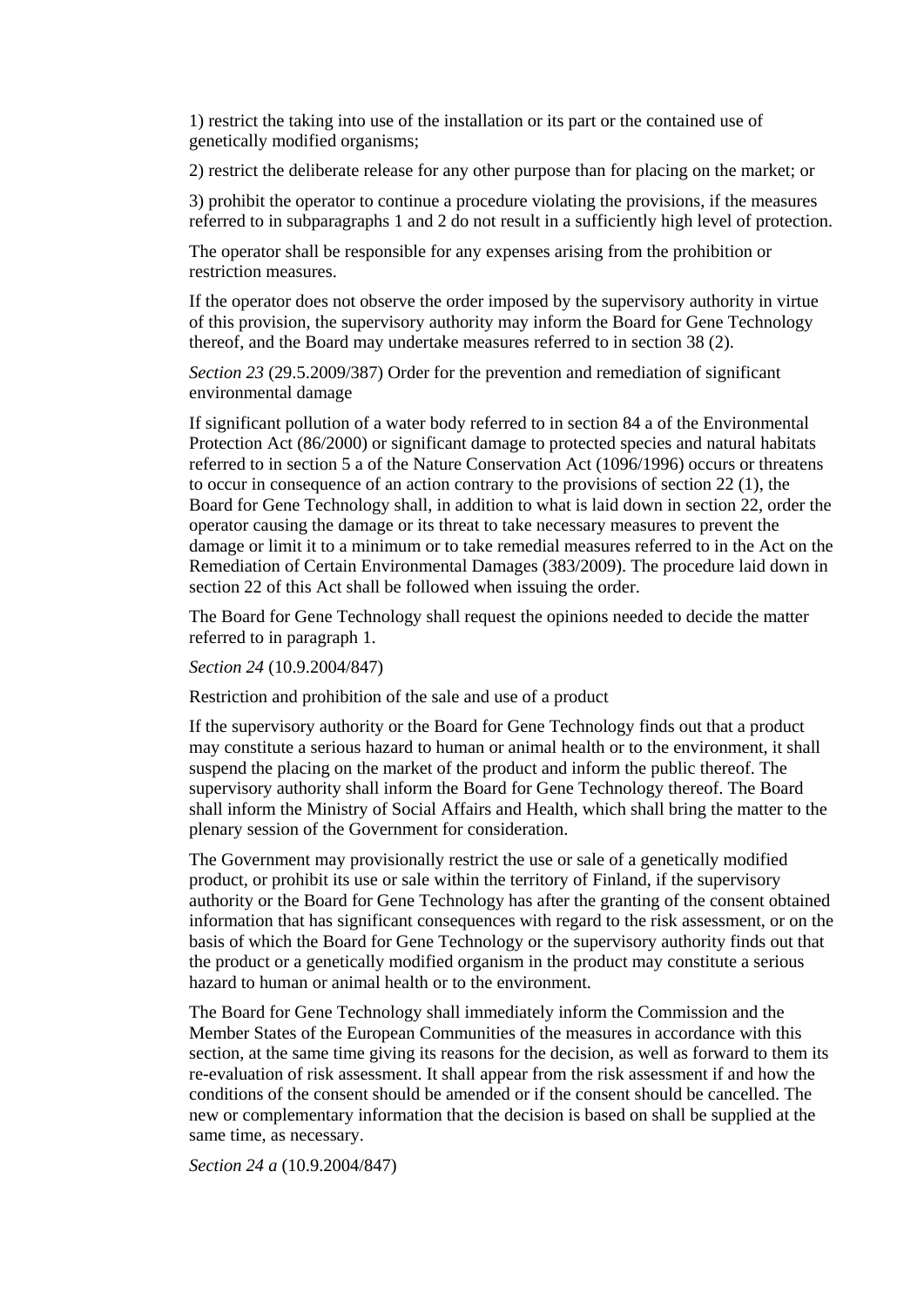1) restrict the taking into use of the installation or its part or the contained use of genetically modified organisms;

2) restrict the deliberate release for any other purpose than for placing on the market; or

3) prohibit the operator to continue a procedure violating the provisions, if the measures referred to in subparagraphs 1 and 2 do not result in a sufficiently high level of protection.

The operator shall be responsible for any expenses arising from the prohibition or restriction measures.

If the operator does not observe the order imposed by the supervisory authority in virtue of this provision, the supervisory authority may inform the Board for Gene Technology thereof, and the Board may undertake measures referred to in section 38 (2).

*Section 23* (29.5.2009/387) Order for the prevention and remediation of significant environmental damage

If significant pollution of a water body referred to in section 84 a of the Environmental Protection Act (86/2000) or significant damage to protected species and natural habitats referred to in section 5 a of the Nature Conservation Act (1096/1996) occurs or threatens to occur in consequence of an action contrary to the provisions of section 22 (1), the Board for Gene Technology shall, in addition to what is laid down in section 22, order the operator causing the damage or its threat to take necessary measures to prevent the damage or limit it to a minimum or to take remedial measures referred to in the Act on the Remediation of Certain Environmental Damages (383/2009). The procedure laid down in section 22 of this Act shall be followed when issuing the order.

The Board for Gene Technology shall request the opinions needed to decide the matter referred to in paragraph 1.

*Section 24* (10.9.2004/847)

Restriction and prohibition of the sale and use of a product

If the supervisory authority or the Board for Gene Technology finds out that a product may constitute a serious hazard to human or animal health or to the environment, it shall suspend the placing on the market of the product and inform the public thereof. The supervisory authority shall inform the Board for Gene Technology thereof. The Board shall inform the Ministry of Social Affairs and Health, which shall bring the matter to the plenary session of the Government for consideration.

The Government may provisionally restrict the use or sale of a genetically modified product, or prohibit its use or sale within the territory of Finland, if the supervisory authority or the Board for Gene Technology has after the granting of the consent obtained information that has significant consequences with regard to the risk assessment, or on the basis of which the Board for Gene Technology or the supervisory authority finds out that the product or a genetically modified organism in the product may constitute a serious hazard to human or animal health or to the environment.

The Board for Gene Technology shall immediately inform the Commission and the Member States of the European Communities of the measures in accordance with this section, at the same time giving its reasons for the decision, as well as forward to them its re-evaluation of risk assessment. It shall appear from the risk assessment if and how the conditions of the consent should be amended or if the consent should be cancelled. The new or complementary information that the decision is based on shall be supplied at the same time, as necessary.

*Section 24 a* (10.9.2004/847)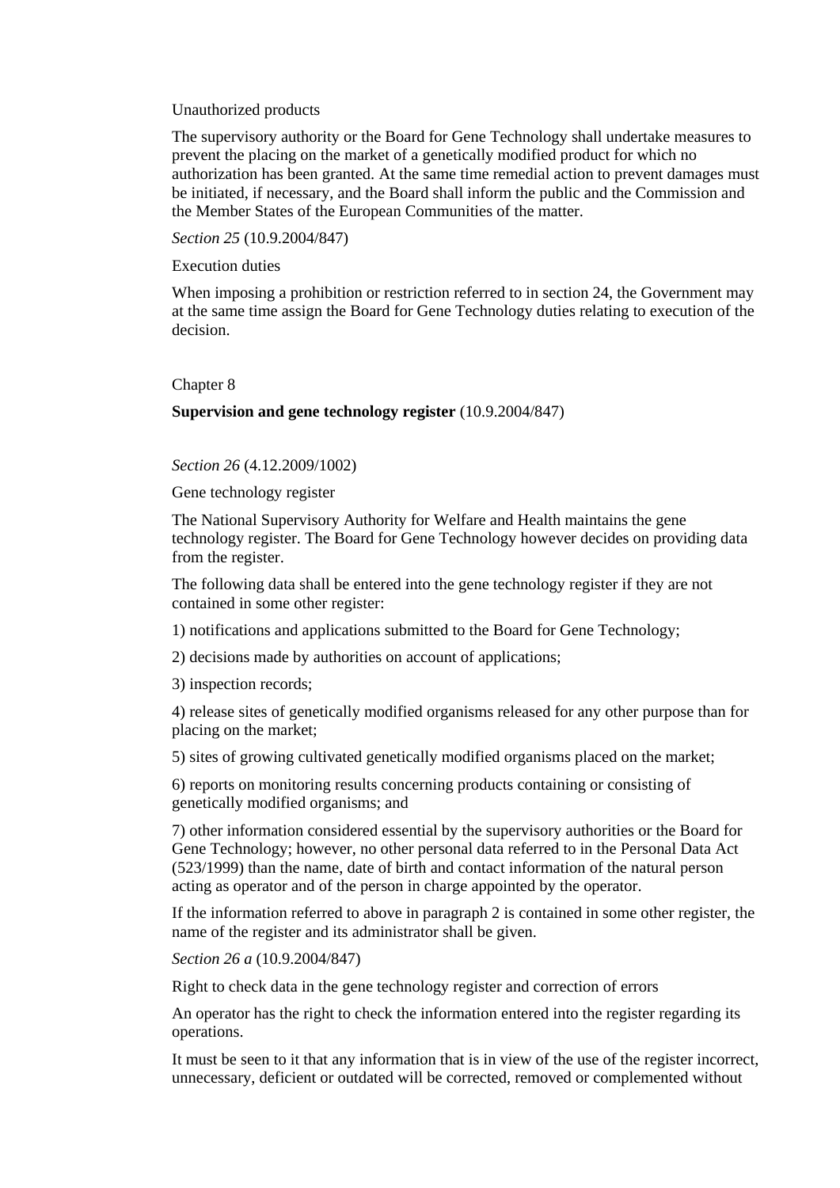Unauthorized products

The supervisory authority or the Board for Gene Technology shall undertake measures to prevent the placing on the market of a genetically modified product for which no authorization has been granted. At the same time remedial action to prevent damages must be initiated, if necessary, and the Board shall inform the public and the Commission and the Member States of the European Communities of the matter.

*Section 25* (10.9.2004/847)

Execution duties

When imposing a prohibition or restriction referred to in section 24, the Government may at the same time assign the Board for Gene Technology duties relating to execution of the decision.

Chapter 8

**Supervision and gene technology register** (10.9.2004/847)

*Section 26* (4.12.2009/1002)

Gene technology register

The National Supervisory Authority for Welfare and Health maintains the gene technology register. The Board for Gene Technology however decides on providing data from the register.

The following data shall be entered into the gene technology register if they are not contained in some other register:

1) notifications and applications submitted to the Board for Gene Technology;

2) decisions made by authorities on account of applications;

3) inspection records;

4) release sites of genetically modified organisms released for any other purpose than for placing on the market;

5) sites of growing cultivated genetically modified organisms placed on the market;

6) reports on monitoring results concerning products containing or consisting of genetically modified organisms; and

7) other information considered essential by the supervisory authorities or the Board for Gene Technology; however, no other personal data referred to in the Personal Data Act (523/1999) than the name, date of birth and contact information of the natural person acting as operator and of the person in charge appointed by the operator.

If the information referred to above in paragraph 2 is contained in some other register, the name of the register and its administrator shall be given.

*Section 26 a* (10.9.2004/847)

Right to check data in the gene technology register and correction of errors

An operator has the right to check the information entered into the register regarding its operations.

It must be seen to it that any information that is in view of the use of the register incorrect, unnecessary, deficient or outdated will be corrected, removed or complemented without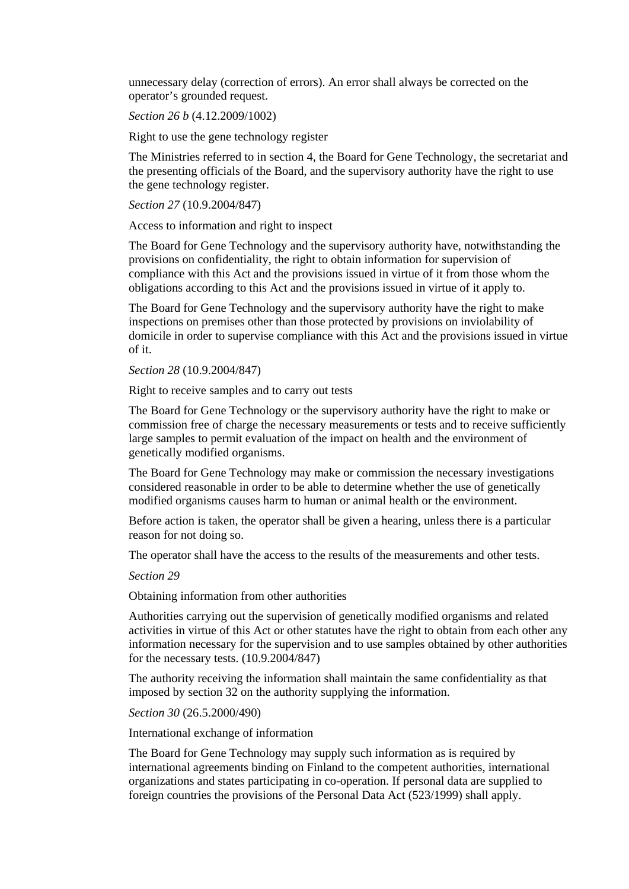unnecessary delay (correction of errors). An error shall always be corrected on the operator's grounded request.

*Section 26 b* (4.12.2009/1002)

Right to use the gene technology register

The Ministries referred to in section 4, the Board for Gene Technology, the secretariat and the presenting officials of the Board, and the supervisory authority have the right to use the gene technology register.

*Section 27* (10.9.2004/847)

Access to information and right to inspect

The Board for Gene Technology and the supervisory authority have, notwithstanding the provisions on confidentiality, the right to obtain information for supervision of compliance with this Act and the provisions issued in virtue of it from those whom the obligations according to this Act and the provisions issued in virtue of it apply to.

The Board for Gene Technology and the supervisory authority have the right to make inspections on premises other than those protected by provisions on inviolability of domicile in order to supervise compliance with this Act and the provisions issued in virtue of it.

*Section 28* (10.9.2004/847)

Right to receive samples and to carry out tests

The Board for Gene Technology or the supervisory authority have the right to make or commission free of charge the necessary measurements or tests and to receive sufficiently large samples to permit evaluation of the impact on health and the environment of genetically modified organisms.

The Board for Gene Technology may make or commission the necessary investigations considered reasonable in order to be able to determine whether the use of genetically modified organisms causes harm to human or animal health or the environment.

Before action is taken, the operator shall be given a hearing, unless there is a particular reason for not doing so.

The operator shall have the access to the results of the measurements and other tests.

*Section 29*

Obtaining information from other authorities

Authorities carrying out the supervision of genetically modified organisms and related activities in virtue of this Act or other statutes have the right to obtain from each other any information necessary for the supervision and to use samples obtained by other authorities for the necessary tests. (10.9.2004/847)

The authority receiving the information shall maintain the same confidentiality as that imposed by section 32 on the authority supplying the information.

*Section 30* (26.5.2000/490)

International exchange of information

The Board for Gene Technology may supply such information as is required by international agreements binding on Finland to the competent authorities, international organizations and states participating in co-operation. If personal data are supplied to foreign countries the provisions of the Personal Data Act (523/1999) shall apply.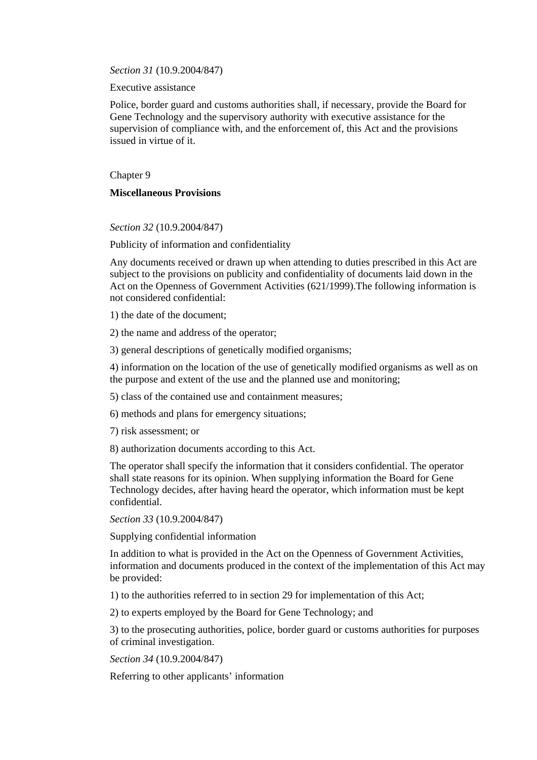*Section 31* (10.9.2004/847)

Executive assistance

Police, border guard and customs authorities shall, if necessary, provide the Board for Gene Technology and the supervisory authority with executive assistance for the supervision of compliance with, and the enforcement of, this Act and the provisions issued in virtue of it.

Chapter 9

**Miscellaneous Provisions**

*Section 32* (10.9.2004/847)

Publicity of information and confidentiality

Any documents received or drawn up when attending to duties prescribed in this Act are subject to the provisions on publicity and confidentiality of documents laid down in the Act on the Openness of Government Activities (621/1999).The following information is not considered confidential:

1) the date of the document;

2) the name and address of the operator;

3) general descriptions of genetically modified organisms;

4) information on the location of the use of genetically modified organisms as well as on the purpose and extent of the use and the planned use and monitoring;

5) class of the contained use and containment measures;

6) methods and plans for emergency situations;

7) risk assessment; or

8) authorization documents according to this Act.

The operator shall specify the information that it considers confidential. The operator shall state reasons for its opinion. When supplying information the Board for Gene Technology decides, after having heard the operator, which information must be kept confidential.

*Section 33* (10.9.2004/847)

Supplying confidential information

In addition to what is provided in the Act on the Openness of Government Activities, information and documents produced in the context of the implementation of this Act may be provided:

1) to the authorities referred to in section 29 for implementation of this Act;

2) to experts employed by the Board for Gene Technology; and

3) to the prosecuting authorities, police, border guard or customs authorities for purposes of criminal investigation.

*Section 34* (10.9.2004/847)

Referring to other applicants' information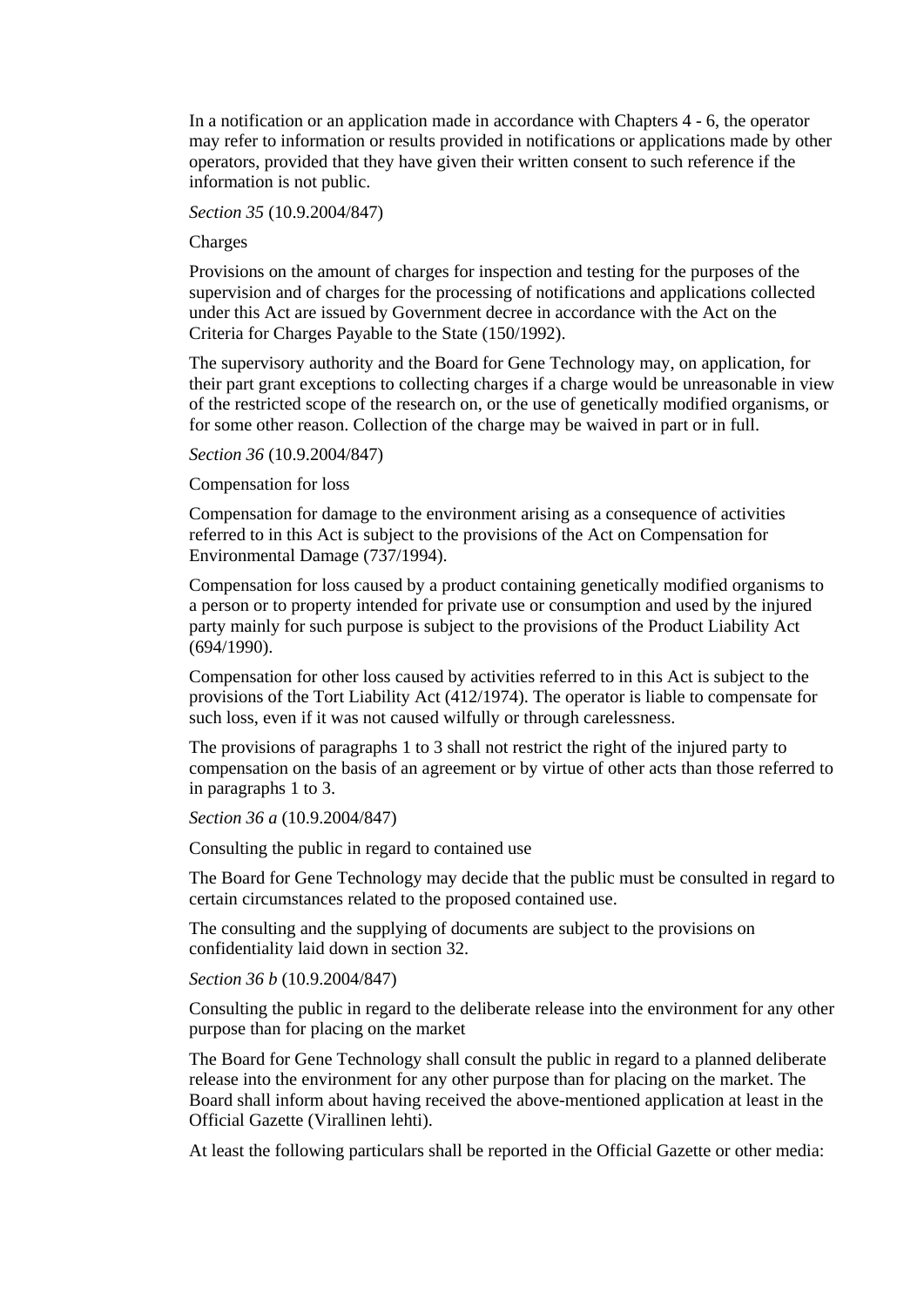In a notification or an application made in accordance with Chapters 4 - 6, the operator may refer to information or results provided in notifications or applications made by other operators, provided that they have given their written consent to such reference if the information is not public.

*Section 35* (10.9.2004/847)

Charges

Provisions on the amount of charges for inspection and testing for the purposes of the supervision and of charges for the processing of notifications and applications collected under this Act are issued by Government decree in accordance with the Act on the Criteria for Charges Payable to the State (150/1992).

The supervisory authority and the Board for Gene Technology may, on application, for their part grant exceptions to collecting charges if a charge would be unreasonable in view of the restricted scope of the research on, or the use of genetically modified organisms, or for some other reason. Collection of the charge may be waived in part or in full.

*Section 36* (10.9.2004/847)

Compensation for loss

Compensation for damage to the environment arising as a consequence of activities referred to in this Act is subject to the provisions of the Act on Compensation for Environmental Damage (737/1994).

Compensation for loss caused by a product containing genetically modified organisms to a person or to property intended for private use or consumption and used by the injured party mainly for such purpose is subject to the provisions of the Product Liability Act (694/1990).

Compensation for other loss caused by activities referred to in this Act is subject to the provisions of the Tort Liability Act (412/1974). The operator is liable to compensate for such loss, even if it was not caused wilfully or through carelessness.

The provisions of paragraphs 1 to 3 shall not restrict the right of the injured party to compensation on the basis of an agreement or by virtue of other acts than those referred to in paragraphs 1 to 3.

*Section 36 a* (10.9.2004/847)

Consulting the public in regard to contained use

The Board for Gene Technology may decide that the public must be consulted in regard to certain circumstances related to the proposed contained use.

The consulting and the supplying of documents are subject to the provisions on confidentiality laid down in section 32.

*Section 36 b* (10.9.2004/847)

Consulting the public in regard to the deliberate release into the environment for any other purpose than for placing on the market

The Board for Gene Technology shall consult the public in regard to a planned deliberate release into the environment for any other purpose than for placing on the market. The Board shall inform about having received the above-mentioned application at least in the Official Gazette (Virallinen lehti).

At least the following particulars shall be reported in the Official Gazette or other media: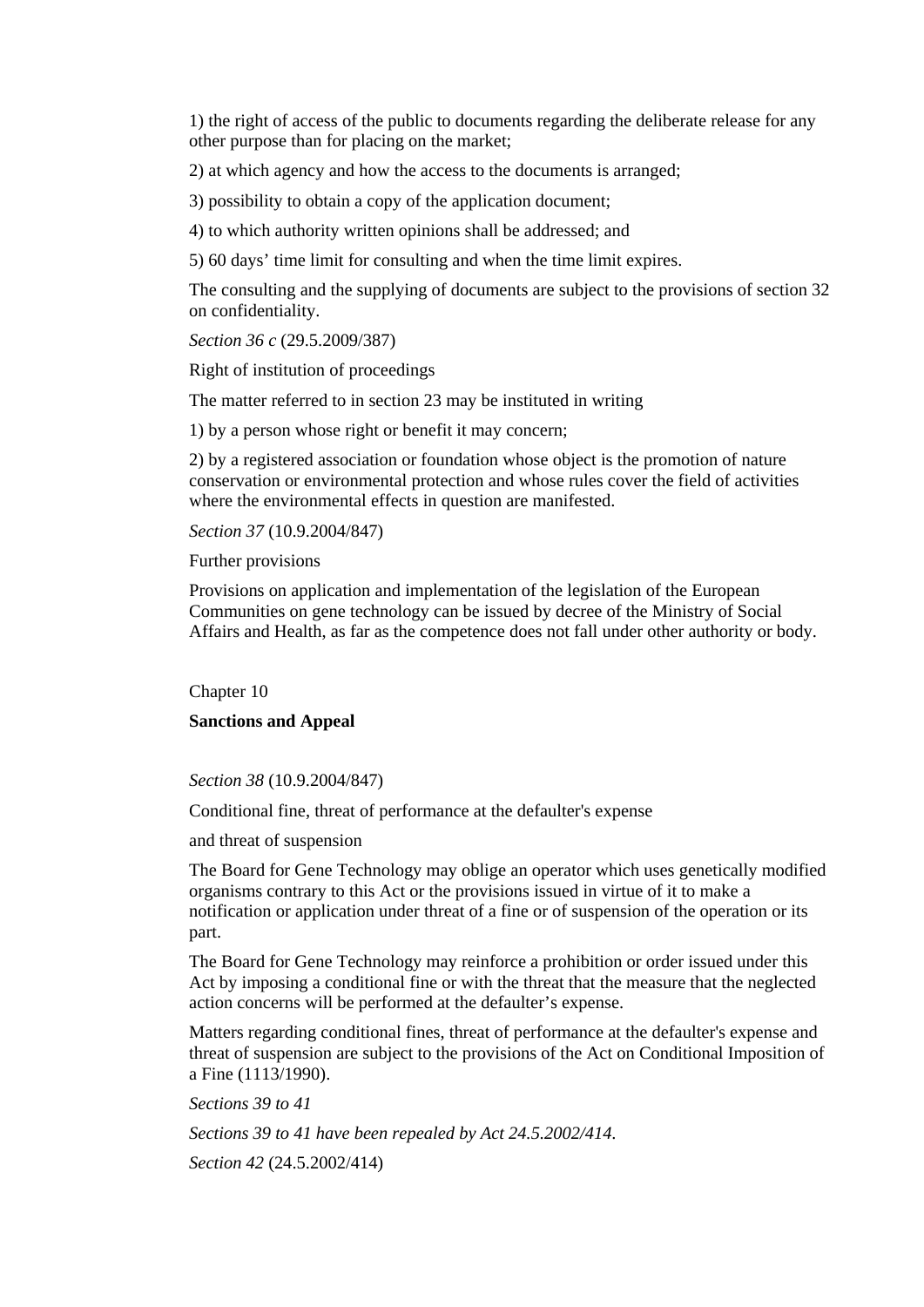1) the right of access of the public to documents regarding the deliberate release for any other purpose than for placing on the market;

2) at which agency and how the access to the documents is arranged;

3) possibility to obtain a copy of the application document;

4) to which authority written opinions shall be addressed; and

5) 60 days' time limit for consulting and when the time limit expires.

The consulting and the supplying of documents are subject to the provisions of section 32 on confidentiality.

*Section 36 c* (29.5.2009/387)

Right of institution of proceedings

The matter referred to in section 23 may be instituted in writing

1) by a person whose right or benefit it may concern;

2) by a registered association or foundation whose object is the promotion of nature conservation or environmental protection and whose rules cover the field of activities where the environmental effects in question are manifested.

*Section 37* (10.9.2004/847)

Further provisions

Provisions on application and implementation of the legislation of the European Communities on gene technology can be issued by decree of the Ministry of Social Affairs and Health, as far as the competence does not fall under other authority or body.

## Chapter 10

## **Sanctions and Appeal**

*Section 38* (10.9.2004/847)

Conditional fine, threat of performance at the defaulter's expense

and threat of suspension

The Board for Gene Technology may oblige an operator which uses genetically modified organisms contrary to this Act or the provisions issued in virtue of it to make a notification or application under threat of a fine or of suspension of the operation or its part.

The Board for Gene Technology may reinforce a prohibition or order issued under this Act by imposing a conditional fine or with the threat that the measure that the neglected action concerns will be performed at the defaulter's expense.

Matters regarding conditional fines, threat of performance at the defaulter's expense and threat of suspension are subject to the provisions of the Act on Conditional Imposition of a Fine (1113/1990).

*Sections 39 to 41*

*Sections 39 to 41 have been repealed by Act 24.5.2002/414.*

*Section 42* (24.5.2002/414)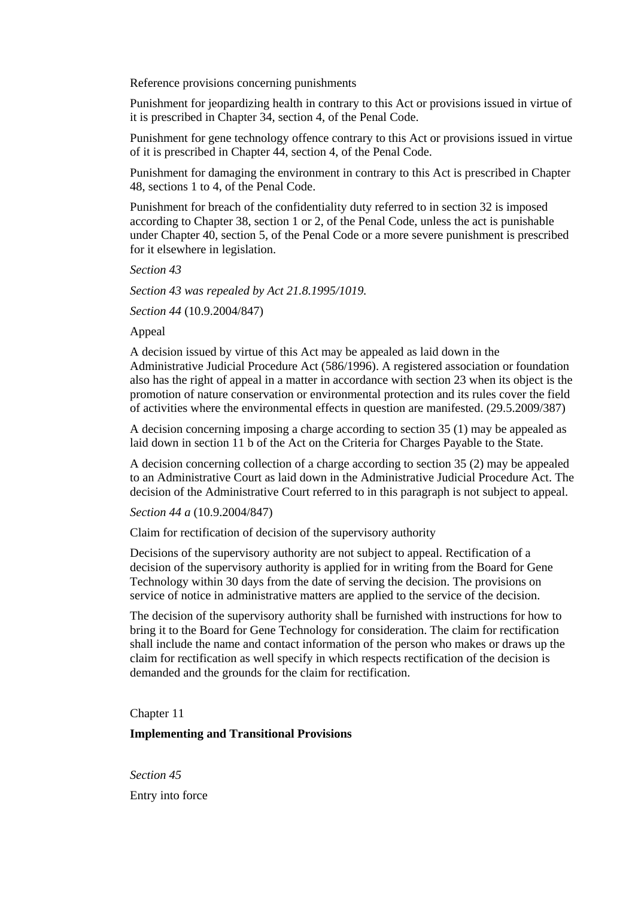Reference provisions concerning punishments

Punishment for jeopardizing health in contrary to this Act or provisions issued in virtue of it is prescribed in Chapter 34, section 4, of the Penal Code.

Punishment for gene technology offence contrary to this Act or provisions issued in virtue of it is prescribed in Chapter 44, section 4, of the Penal Code.

Punishment for damaging the environment in contrary to this Act is prescribed in Chapter 48, sections 1 to 4, of the Penal Code.

Punishment for breach of the confidentiality duty referred to in section 32 is imposed according to Chapter 38, section 1 or 2, of the Penal Code, unless the act is punishable under Chapter 40, section 5, of the Penal Code or a more severe punishment is prescribed for it elsewhere in legislation.

*Section 43*

*Section 43 was repealed by Act 21.8.1995/1019.*

*Section 44* (10.9.2004/847)

Appeal

A decision issued by virtue of this Act may be appealed as laid down in the Administrative Judicial Procedure Act (586/1996). A registered association or foundation also has the right of appeal in a matter in accordance with section 23 when its object is the promotion of nature conservation or environmental protection and its rules cover the field of activities where the environmental effects in question are manifested. (29.5.2009/387)

A decision concerning imposing a charge according to section 35 (1) may be appealed as laid down in section 11 b of the Act on the Criteria for Charges Payable to the State.

A decision concerning collection of a charge according to section 35 (2) may be appealed to an Administrative Court as laid down in the Administrative Judicial Procedure Act. The decision of the Administrative Court referred to in this paragraph is not subject to appeal.

*Section 44 a* (10.9.2004/847)

Claim for rectification of decision of the supervisory authority

Decisions of the supervisory authority are not subject to appeal. Rectification of a decision of the supervisory authority is applied for in writing from the Board for Gene Technology within 30 days from the date of serving the decision. The provisions on service of notice in administrative matters are applied to the service of the decision.

The decision of the supervisory authority shall be furnished with instructions for how to bring it to the Board for Gene Technology for consideration. The claim for rectification shall include the name and contact information of the person who makes or draws up the claim for rectification as well specify in which respects rectification of the decision is demanded and the grounds for the claim for rectification.

Chapter 11

**Implementing and Transitional Provisions**

*Section 45*

Entry into force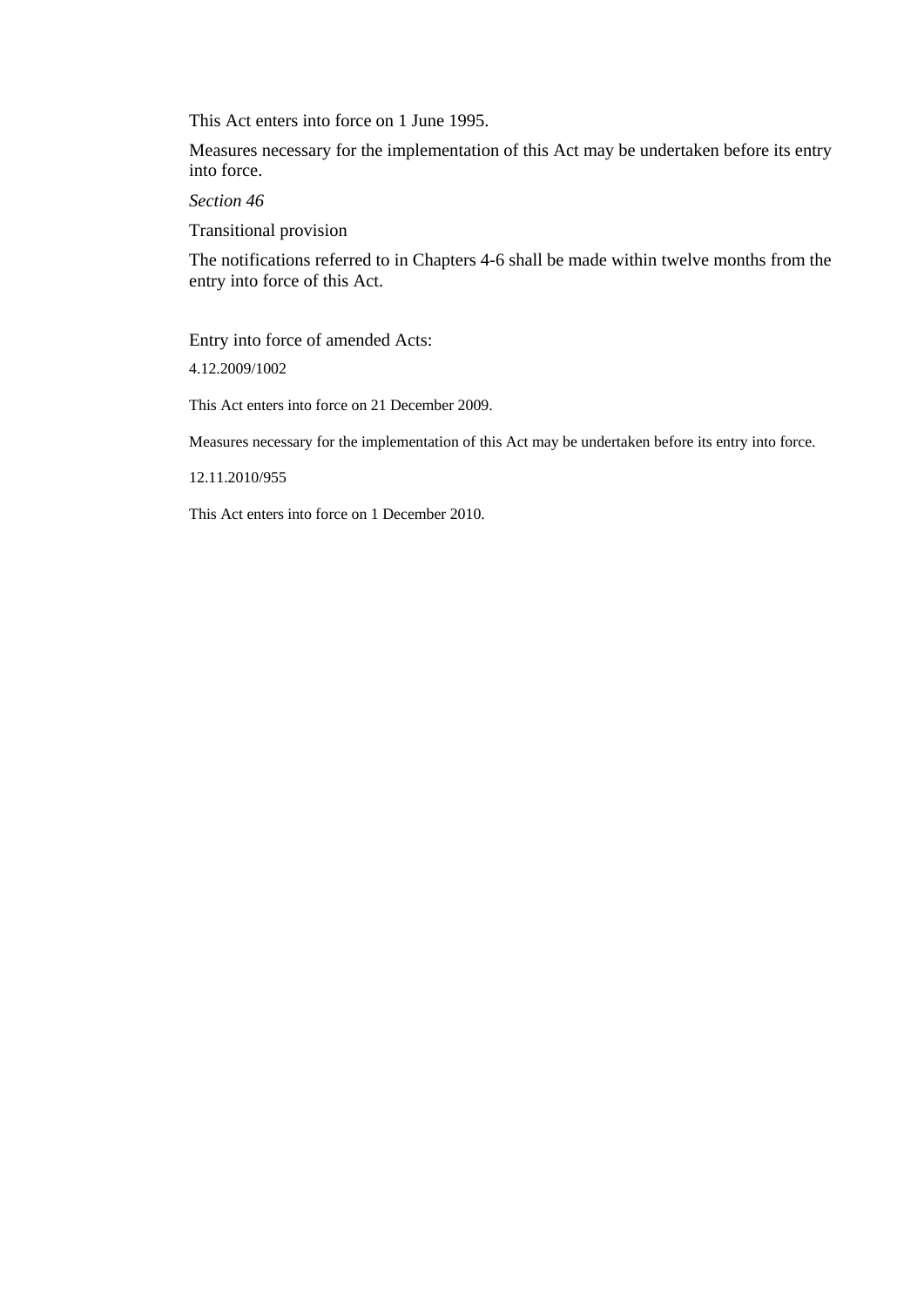This Act enters into force on 1 June 1995.

Measures necessary for the implementation of this Act may be undertaken before its entry into force.

*Section 46*

Transitional provision

The notifications referred to in Chapters 4-6 shall be made within twelve months from the entry into force of this Act.

Entry into force of amended Acts:

4.12.2009/1002

This Act enters into force on 21 December 2009.

Measures necessary for the implementation of this Act may be undertaken before its entry into force.

12.11.2010/955

This Act enters into force on 1 December 2010.